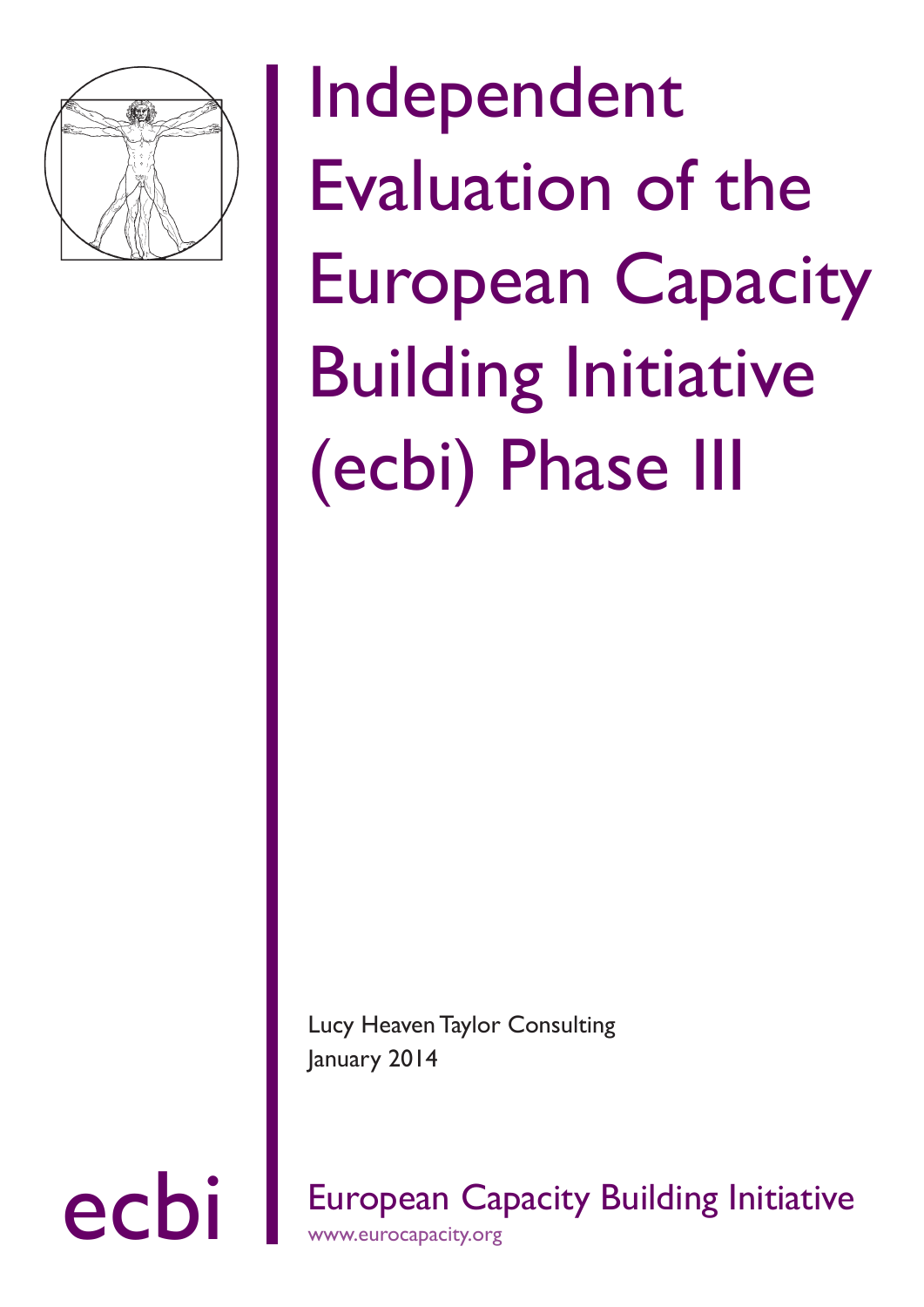# Independent Evaluation of the European Capacity Building Initiative (ecbi) Phase III

Lucy Heaven Taylor Consulting
January 2014

ecbi

European Capacity Building Initiative
www.eurocapacity.org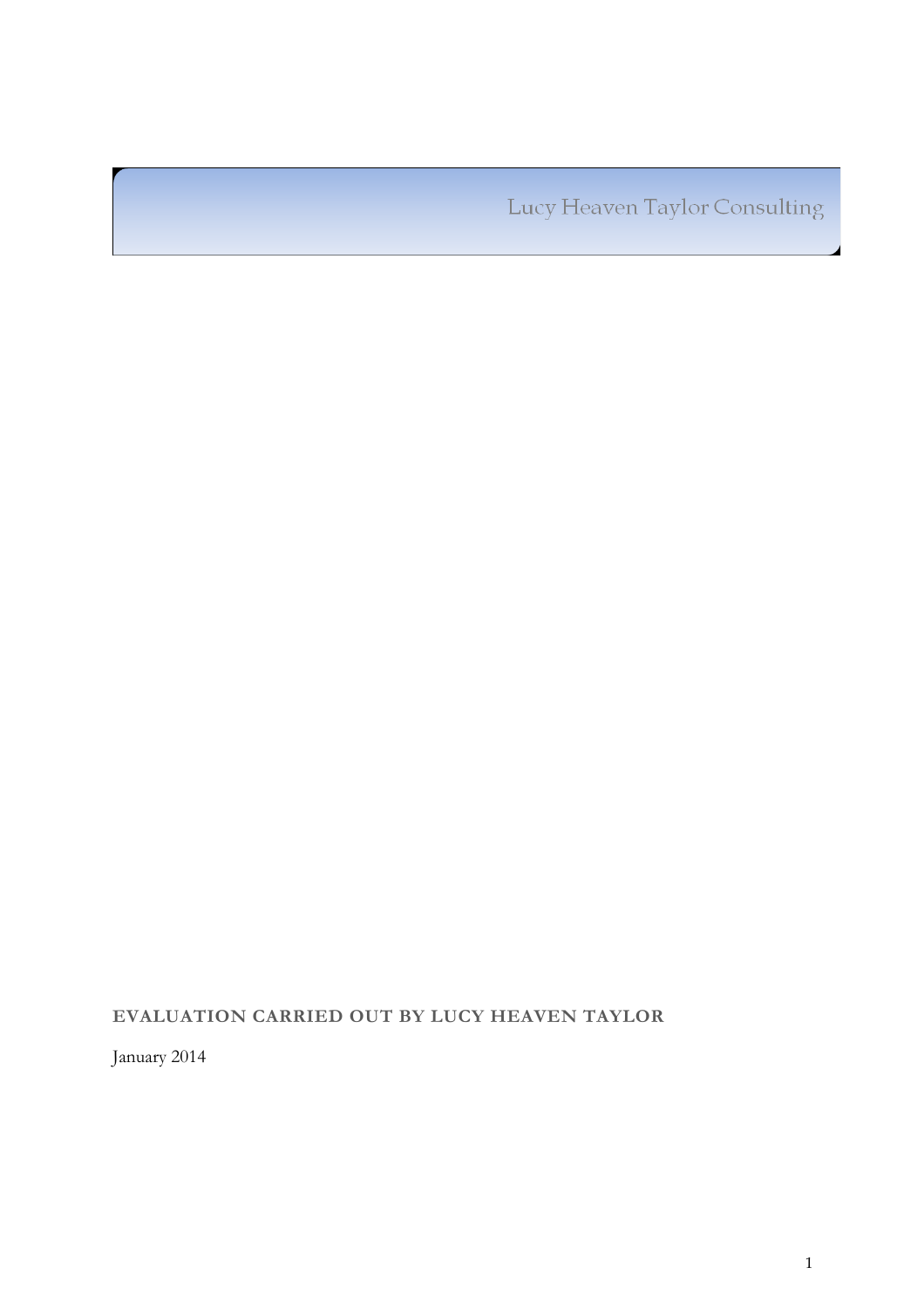Lucy Heaven Taylor Consulting

**EVALUATION CARRIED OUT BY LUCY HEAVEN TAYLOR**

January 2014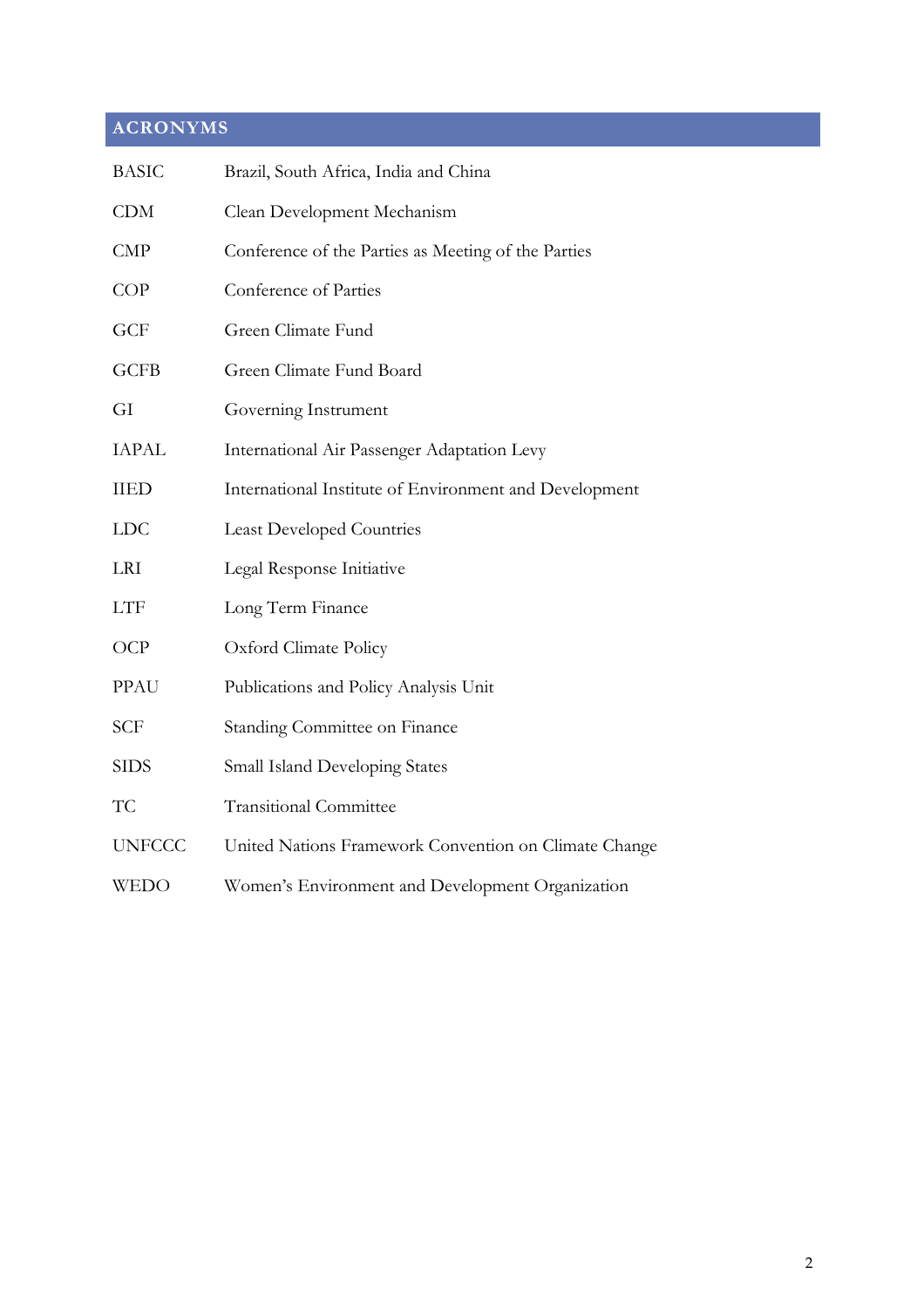## ACRONYMS

| | |
|---|---|
| BASIC | Brazil, South Africa, India and China |
| CDM | Clean Development Mechanism |
| CMP | Conference of the Parties as Meeting of the Parties |
| COP | Conference of Parties |
| GCF | Green Climate Fund |
| GCFB | Green Climate Fund Board |
| GI | Governing Instrument |
| IAPAL | International Air Passenger Adaptation Levy |
| IIED | International Institute of Environment and Development |
| LDC | Least Developed Countries |
| LRI | Legal Response Initiative |
| LTF | Long Term Finance |
| OCP | Oxford Climate Policy |
| PPAU | Publications and Policy Analysis Unit |
| SCF | Standing Committee on Finance |
| SIDS | Small Island Developing States |
| TC | Transitional Committee |
| UNFCCC | United Nations Framework Convention on Climate Change |
| WEDO | Women's Environment and Development Organization |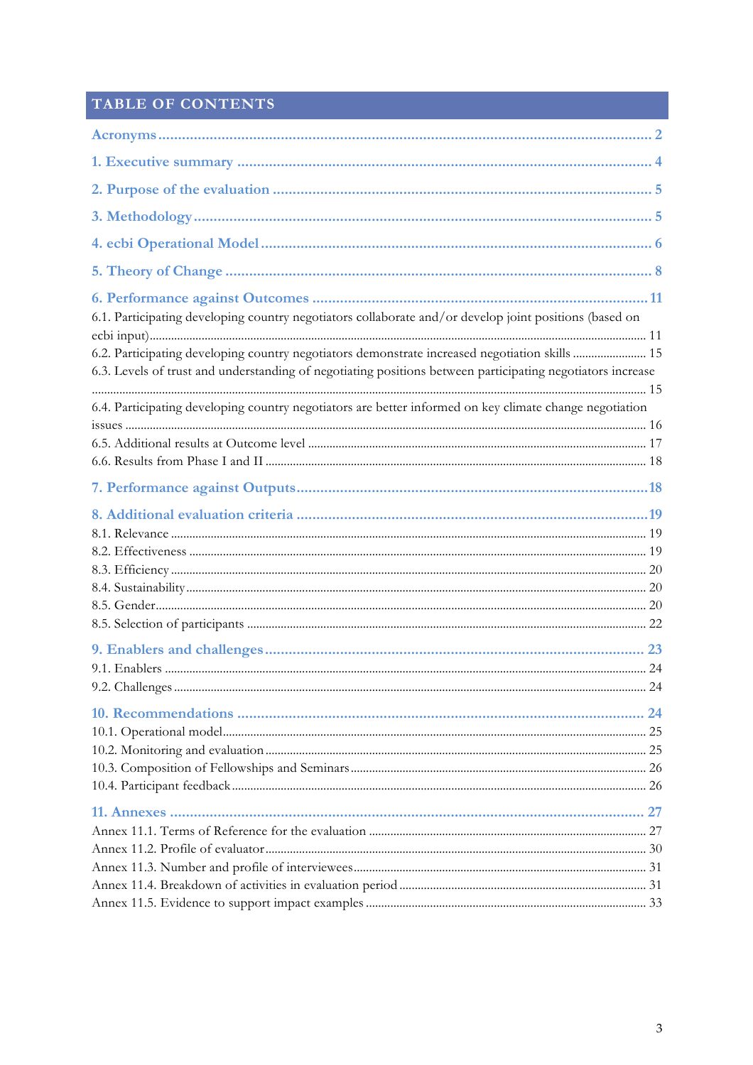# TABLE OF CONTENTS

Acronyms ..... 2

1. Executive summary ..... 4

2. Purpose of the evaluation ..... 5

3. Methodology ..... 5

4. ecbi Operational Model ..... 6

5. Theory of Change ..... 8

6. Performance against Outcomes ..... 11

6.1. Participating developing country negotiators collaborate and/or develop joint positions (based on ecbi input) ..... 11

6.2. Participating developing country negotiators demonstrate increased negotiation skills ..... 15

6.3. Levels of trust and understanding of negotiating positions between participating negotiators increase ..... 15

6.4. Participating developing country negotiators are better informed on key climate change negotiation issues ..... 16

6.5. Additional results at Outcome level ..... 17

6.6. Results from Phase I and II ..... 18

7. Performance against Outputs ..... 18

8. Additional evaluation criteria ..... 19

8.1. Relevance ..... 19

8.2. Effectiveness ..... 19

8.3. Efficiency ..... 20

8.4. Sustainability ..... 20

8.5. Gender ..... 20

8.5. Selection of participants ..... 22

9. Enablers and challenges ..... 23

9.1. Enablers ..... 24

9.2. Challenges ..... 24

10. Recommendations ..... 24

10.1. Operational model ..... 25

10.2. Monitoring and evaluation ..... 25

10.3. Composition of Fellowships and Seminars ..... 26

10.4. Participant feedback ..... 26

11. Annexes ..... 27

Annex 11.1. Terms of Reference for the evaluation ..... 27

Annex 11.2. Profile of evaluator ..... 30

Annex 11.3. Number and profile of interviewees ..... 31

Annex 11.4. Breakdown of activities in evaluation period ..... 31

Annex 11.5. Evidence to support impact examples ..... 33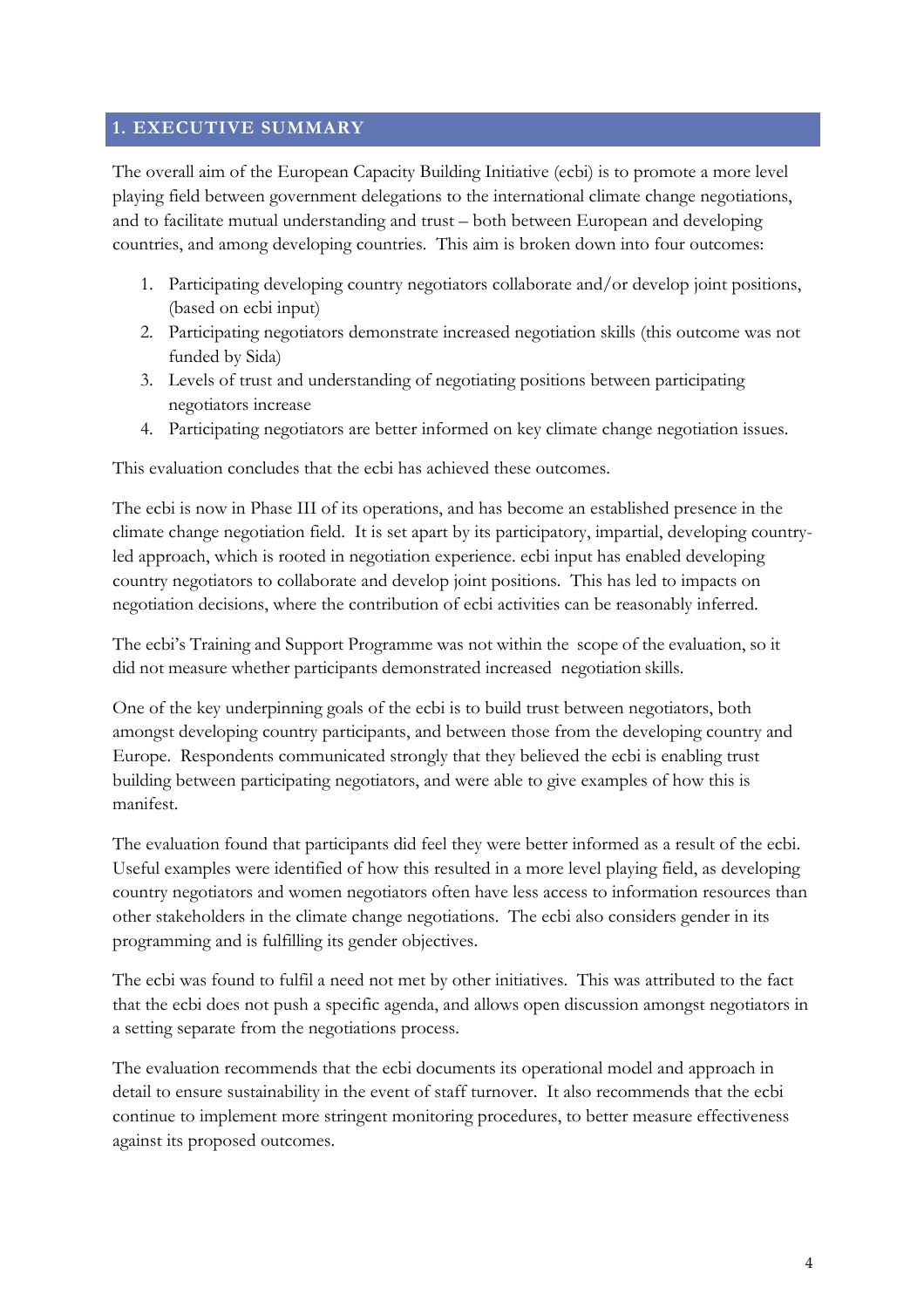## 1. EXECUTIVE SUMMARY

The overall aim of the European Capacity Building Initiative (ecbi) is to promote a more level playing field between government delegations to the international climate change negotiations, and to facilitate mutual understanding and trust – both between European and developing countries, and among developing countries. This aim is broken down into four outcomes:

1. Participating developing country negotiators collaborate and/or develop joint positions, (based on ecbi input)
2. Participating negotiators demonstrate increased negotiation skills (this outcome was not funded by Sida)
3. Levels of trust and understanding of negotiating positions between participating negotiators increase
4. Participating negotiators are better informed on key climate change negotiation issues.

This evaluation concludes that the ecbi has achieved these outcomes.

The ecbi is now in Phase III of its operations, and has become an established presence in the climate change negotiation field. It is set apart by its participatory, impartial, developing country-led approach, which is rooted in negotiation experience. ecbi input has enabled developing country negotiators to collaborate and develop joint positions. This has led to impacts on negotiation decisions, where the contribution of ecbi activities can be reasonably inferred.

The ecbi's Training and Support Programme was not within the scope of the evaluation, so it did not measure whether participants demonstrated increased negotiation skills.

One of the key underpinning goals of the ecbi is to build trust between negotiators, both amongst developing country participants, and between those from the developing country and Europe. Respondents communicated strongly that they believed the ecbi is enabling trust building between participating negotiators, and were able to give examples of how this is manifest.

The evaluation found that participants did feel they were better informed as a result of the ecbi. Useful examples were identified of how this resulted in a more level playing field, as developing country negotiators and women negotiators often have less access to information resources than other stakeholders in the climate change negotiations. The ecbi also considers gender in its programming and is fulfilling its gender objectives.

The ecbi was found to fulfil a need not met by other initiatives. This was attributed to the fact that the ecbi does not push a specific agenda, and allows open discussion amongst negotiators in a setting separate from the negotiations process.

The evaluation recommends that the ecbi documents its operational model and approach in detail to ensure sustainability in the event of staff turnover. It also recommends that the ecbi continue to implement more stringent monitoring procedures, to better measure effectiveness against its proposed outcomes.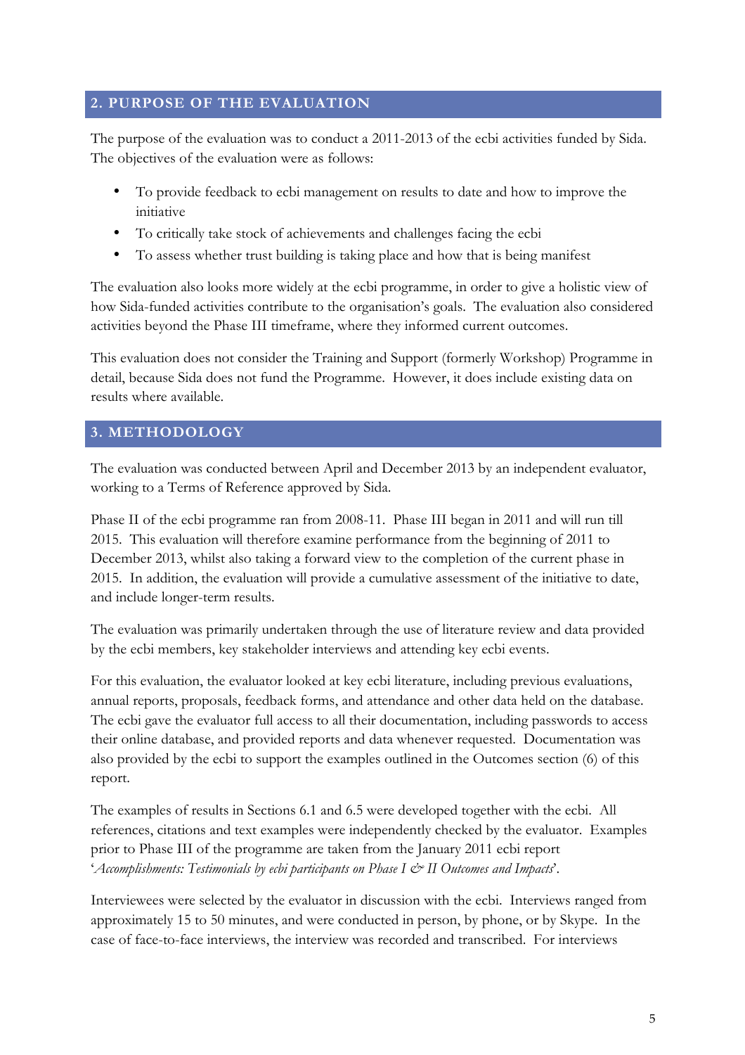## 2. PURPOSE OF THE EVALUATION

The purpose of the evaluation was to conduct a 2011-2013 of the ecbi activities funded by Sida. The objectives of the evaluation were as follows:

- To provide feedback to ecbi management on results to date and how to improve the initiative
- To critically take stock of achievements and challenges facing the ecbi
- To assess whether trust building is taking place and how that is being manifest

The evaluation also looks more widely at the ecbi programme, in order to give a holistic view of how Sida-funded activities contribute to the organisation's goals. The evaluation also considered activities beyond the Phase III timeframe, where they informed current outcomes.

This evaluation does not consider the Training and Support (formerly Workshop) Programme in detail, because Sida does not fund the Programme. However, it does include existing data on results where available.

## 3. METHODOLOGY

The evaluation was conducted between April and December 2013 by an independent evaluator, working to a Terms of Reference approved by Sida.

Phase II of the ecbi programme ran from 2008-11. Phase III began in 2011 and will run till 2015. This evaluation will therefore examine performance from the beginning of 2011 to December 2013, whilst also taking a forward view to the completion of the current phase in 2015. In addition, the evaluation will provide a cumulative assessment of the initiative to date, and include longer-term results.

The evaluation was primarily undertaken through the use of literature review and data provided by the ecbi members, key stakeholder interviews and attending key ecbi events.

For this evaluation, the evaluator looked at key ecbi literature, including previous evaluations, annual reports, proposals, feedback forms, and attendance and other data held on the database. The ecbi gave the evaluator full access to all their documentation, including passwords to access their online database, and provided reports and data whenever requested. Documentation was also provided by the ecbi to support the examples outlined in the Outcomes section (6) of this report.

The examples of results in Sections 6.1 and 6.5 were developed together with the ecbi. All references, citations and text examples were independently checked by the evaluator. Examples prior to Phase III of the programme are taken from the January 2011 ecbi report '*Accomplishments: Testimonials by ecbi participants on Phase I & II Outcomes and Impacts*'.

Interviewees were selected by the evaluator in discussion with the ecbi. Interviews ranged from approximately 15 to 50 minutes, and were conducted in person, by phone, or by Skype. In the case of face-to-face interviews, the interview was recorded and transcribed. For interviews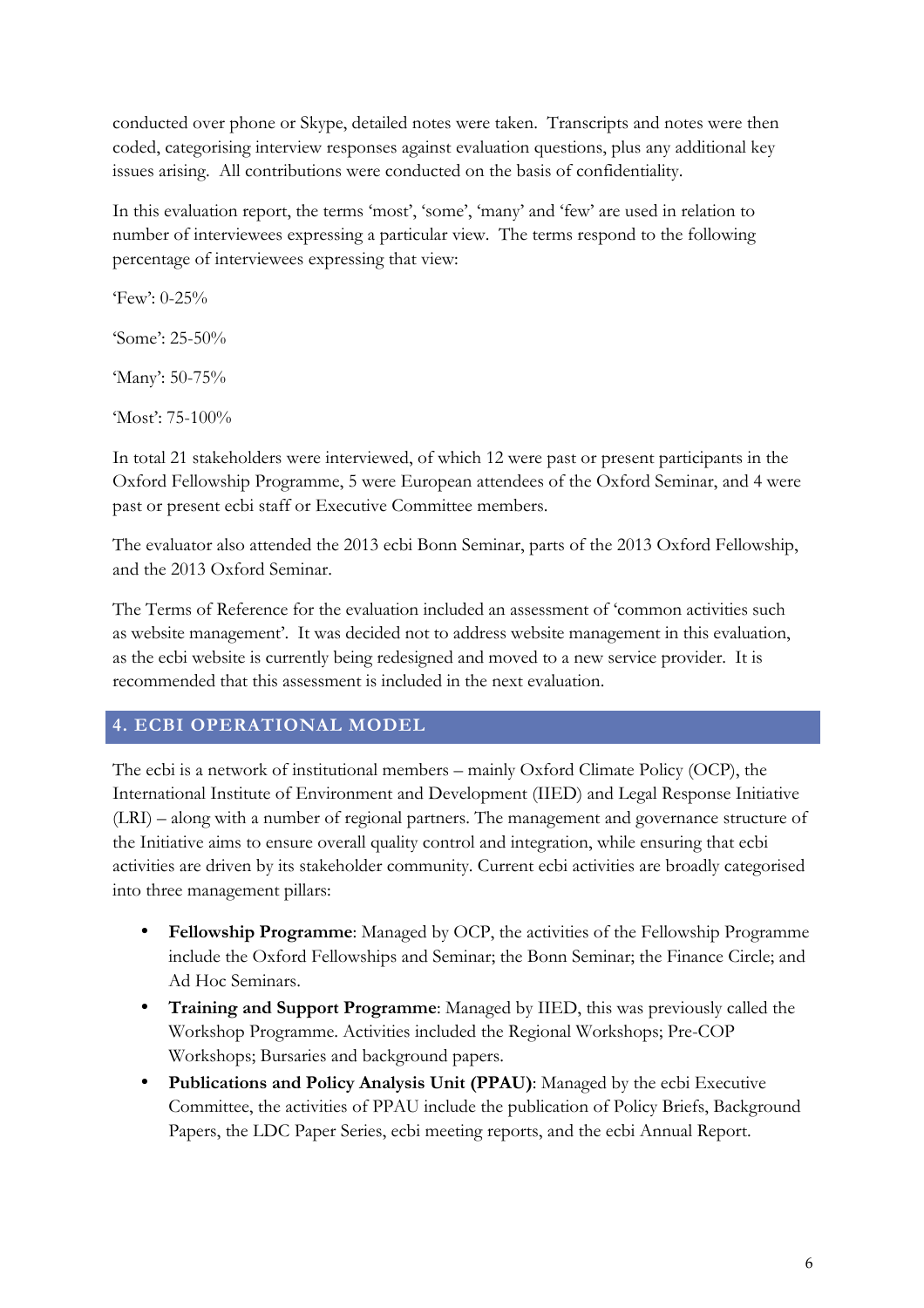conducted over phone or Skype, detailed notes were taken. Transcripts and notes were then coded, categorising interview responses against evaluation questions, plus any additional key issues arising. All contributions were conducted on the basis of confidentiality.

In this evaluation report, the terms 'most', 'some', 'many' and 'few' are used in relation to number of interviewees expressing a particular view. The terms respond to the following percentage of interviewees expressing that view:

'Few': 0-25%

'Some': 25-50%

'Many': 50-75%

'Most': 75-100%

In total 21 stakeholders were interviewed, of which 12 were past or present participants in the Oxford Fellowship Programme, 5 were European attendees of the Oxford Seminar, and 4 were past or present ecbi staff or Executive Committee members.

The evaluator also attended the 2013 ecbi Bonn Seminar, parts of the 2013 Oxford Fellowship, and the 2013 Oxford Seminar.

The Terms of Reference for the evaluation included an assessment of 'common activities such as website management'. It was decided not to address website management in this evaluation, as the ecbi website is currently being redesigned and moved to a new service provider. It is recommended that this assessment is included in the next evaluation.

## 4. ECBI OPERATIONAL MODEL

The ecbi is a network of institutional members – mainly Oxford Climate Policy (OCP), the International Institute of Environment and Development (IIED) and Legal Response Initiative (LRI) – along with a number of regional partners. The management and governance structure of the Initiative aims to ensure overall quality control and integration, while ensuring that ecbi activities are driven by its stakeholder community. Current ecbi activities are broadly categorised into three management pillars:

- **Fellowship Programme**: Managed by OCP, the activities of the Fellowship Programme include the Oxford Fellowships and Seminar; the Bonn Seminar; the Finance Circle; and Ad Hoc Seminars.
- **Training and Support Programme**: Managed by IIED, this was previously called the Workshop Programme. Activities included the Regional Workshops; Pre-COP Workshops; Bursaries and background papers.
- **Publications and Policy Analysis Unit (PPAU)**: Managed by the ecbi Executive Committee, the activities of PPAU include the publication of Policy Briefs, Background Papers, the LDC Paper Series, ecbi meeting reports, and the ecbi Annual Report.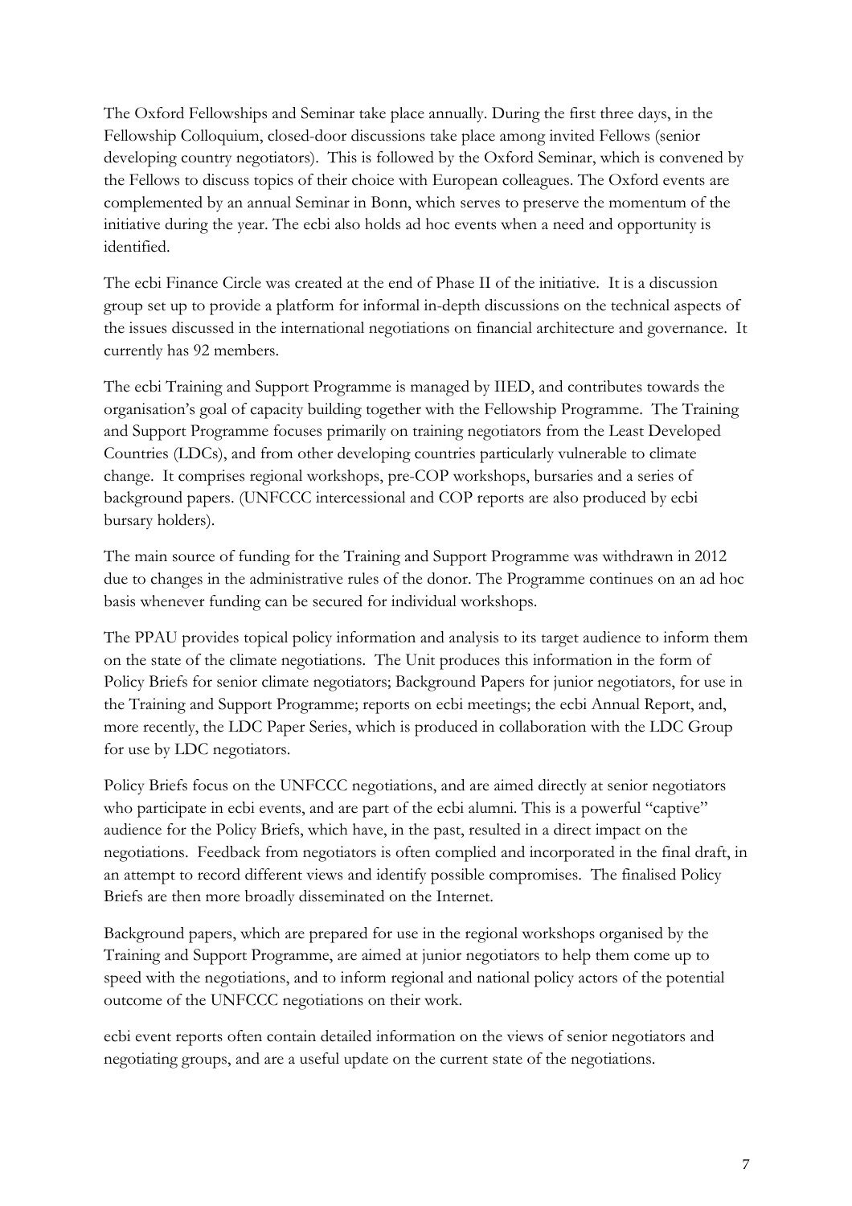The Oxford Fellowships and Seminar take place annually. During the first three days, in the Fellowship Colloquium, closed-door discussions take place among invited Fellows (senior developing country negotiators). This is followed by the Oxford Seminar, which is convened by the Fellows to discuss topics of their choice with European colleagues. The Oxford events are complemented by an annual Seminar in Bonn, which serves to preserve the momentum of the initiative during the year. The ecbi also holds ad hoc events when a need and opportunity is identified.

The ecbi Finance Circle was created at the end of Phase II of the initiative. It is a discussion group set up to provide a platform for informal in-depth discussions on the technical aspects of the issues discussed in the international negotiations on financial architecture and governance. It currently has 92 members.

The ecbi Training and Support Programme is managed by IIED, and contributes towards the organisation's goal of capacity building together with the Fellowship Programme. The Training and Support Programme focuses primarily on training negotiators from the Least Developed Countries (LDCs), and from other developing countries particularly vulnerable to climate change. It comprises regional workshops, pre-COP workshops, bursaries and a series of background papers. (UNFCCC intercessional and COP reports are also produced by ecbi bursary holders).

The main source of funding for the Training and Support Programme was withdrawn in 2012 due to changes in the administrative rules of the donor. The Programme continues on an ad hoc basis whenever funding can be secured for individual workshops.

The PPAU provides topical policy information and analysis to its target audience to inform them on the state of the climate negotiations. The Unit produces this information in the form of Policy Briefs for senior climate negotiators; Background Papers for junior negotiators, for use in the Training and Support Programme; reports on ecbi meetings; the ecbi Annual Report, and, more recently, the LDC Paper Series, which is produced in collaboration with the LDC Group for use by LDC negotiators.

Policy Briefs focus on the UNFCCC negotiations, and are aimed directly at senior negotiators who participate in ecbi events, and are part of the ecbi alumni. This is a powerful "captive" audience for the Policy Briefs, which have, in the past, resulted in a direct impact on the negotiations. Feedback from negotiators is often complied and incorporated in the final draft, in an attempt to record different views and identify possible compromises. The finalised Policy Briefs are then more broadly disseminated on the Internet.

Background papers, which are prepared for use in the regional workshops organised by the Training and Support Programme, are aimed at junior negotiators to help them come up to speed with the negotiations, and to inform regional and national policy actors of the potential outcome of the UNFCCC negotiations on their work.

ecbi event reports often contain detailed information on the views of senior negotiators and negotiating groups, and are a useful update on the current state of the negotiations.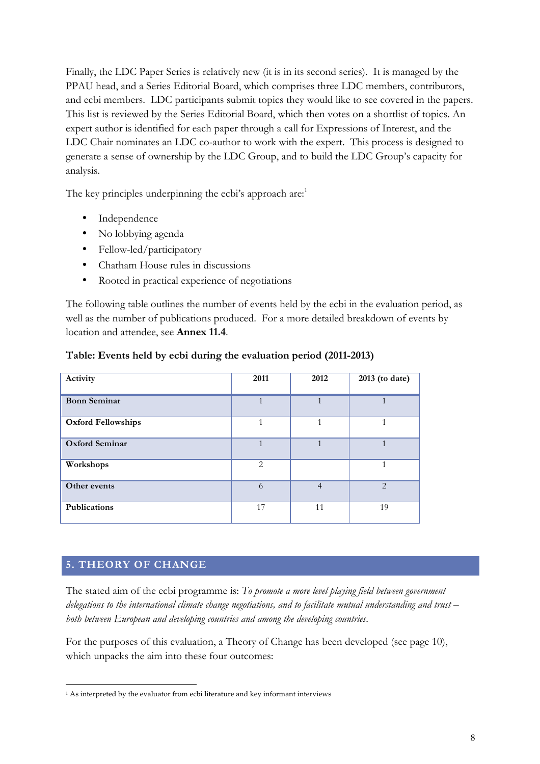Finally, the LDC Paper Series is relatively new (it is in its second series). It is managed by the PPAU head, and a Series Editorial Board, which comprises three LDC members, contributors, and ecbi members. LDC participants submit topics they would like to see covered in the papers. This list is reviewed by the Series Editorial Board, which then votes on a shortlist of topics. An expert author is identified for each paper through a call for Expressions of Interest, and the LDC Chair nominates an LDC co-author to work with the expert. This process is designed to generate a sense of ownership by the LDC Group, and to build the LDC Group's capacity for analysis.

The key principles underpinning the ecbi's approach are:[1]

- Independence
- No lobbying agenda
- Fellow-led/participatory
- Chatham House rules in discussions
- Rooted in practical experience of negotiations

The following table outlines the number of events held by the ecbi in the evaluation period, as well as the number of publications produced. For a more detailed breakdown of events by location and attendee, see **Annex 11.4**.

**Table: Events held by ecbi during the evaluation period (2011-2013)**

| Activity | 2011 | 2012 | 2013 (to date) |
|---|---|---|---|
| **Bonn Seminar** | 1 | 1 | 1 |
| **Oxford Fellowships** | 1 | 1 | 1 |
| **Oxford Seminar** | 1 | 1 | 1 |
| **Workshops** | 2 | | 1 |
| **Other events** | 6 | 4 | 2 |
| **Publications** | 17 | 11 | 19 |

## 5. THEORY OF CHANGE

The stated aim of the ecbi programme is: *To promote a more level playing field between government delegations to the international climate change negotiations, and to facilitate mutual understanding and trust – both between European and developing countries and among the developing countries.*

For the purposes of this evaluation, a Theory of Change has been developed (see page 10), which unpacks the aim into these four outcomes:

[1] As interpreted by the evaluator from ecbi literature and key informant interviews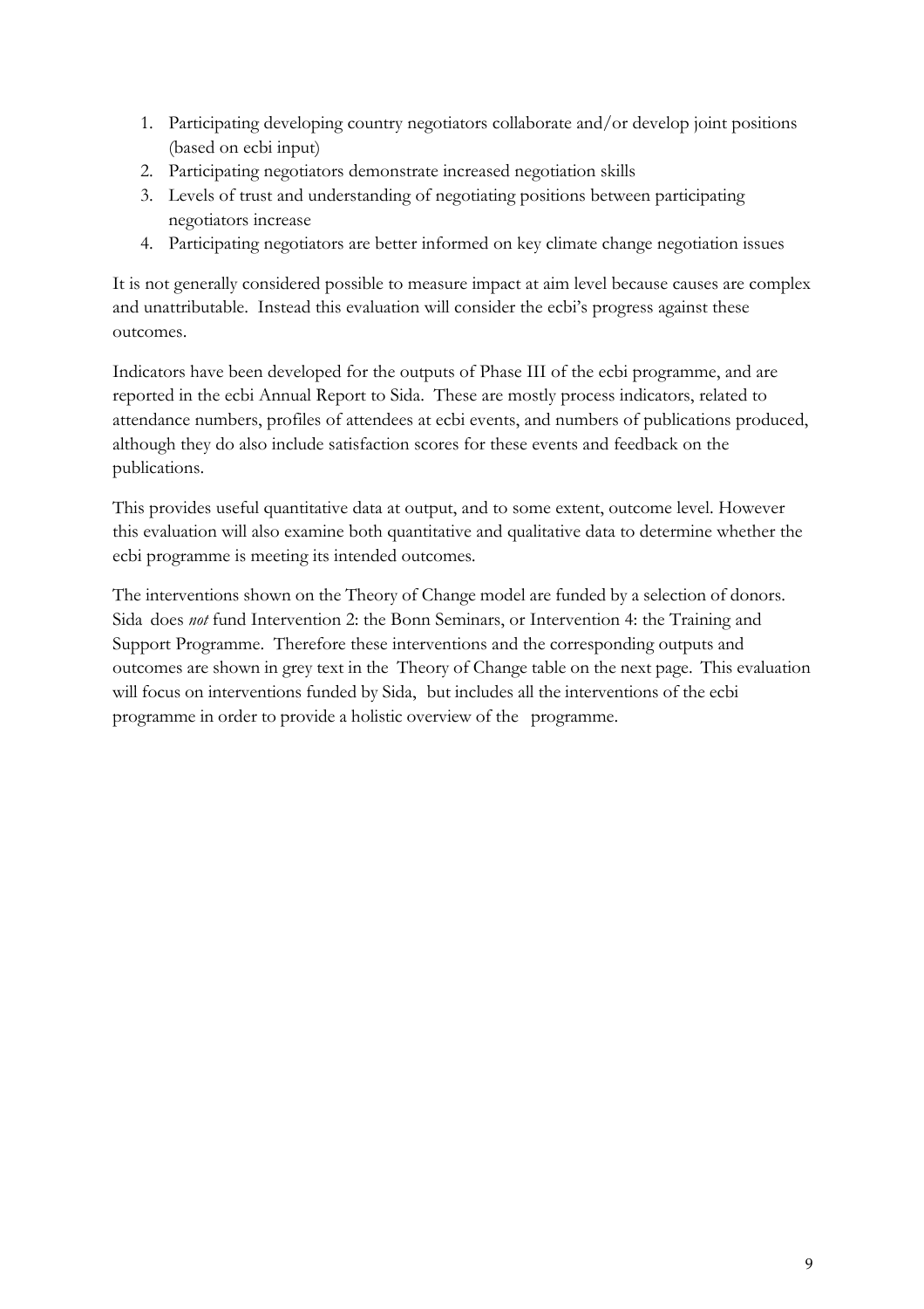1. Participating developing country negotiators collaborate and/or develop joint positions (based on ecbi input)
2. Participating negotiators demonstrate increased negotiation skills
3. Levels of trust and understanding of negotiating positions between participating negotiators increase
4. Participating negotiators are better informed on key climate change negotiation issues

It is not generally considered possible to measure impact at aim level because causes are complex and unattributable. Instead this evaluation will consider the ecbi's progress against these outcomes.

Indicators have been developed for the outputs of Phase III of the ecbi programme, and are reported in the ecbi Annual Report to Sida. These are mostly process indicators, related to attendance numbers, profiles of attendees at ecbi events, and numbers of publications produced, although they do also include satisfaction scores for these events and feedback on the publications.

This provides useful quantitative data at output, and to some extent, outcome level. However this evaluation will also examine both quantitative and qualitative data to determine whether the ecbi programme is meeting its intended outcomes.

The interventions shown on the Theory of Change model are funded by a selection of donors. Sida does *not* fund Intervention 2: the Bonn Seminars, or Intervention 4: the Training and Support Programme. Therefore these interventions and the corresponding outputs and outcomes are shown in grey text in the Theory of Change table on the next page. This evaluation will focus on interventions funded by Sida, but includes all the interventions of the ecbi programme in order to provide a holistic overview of the programme.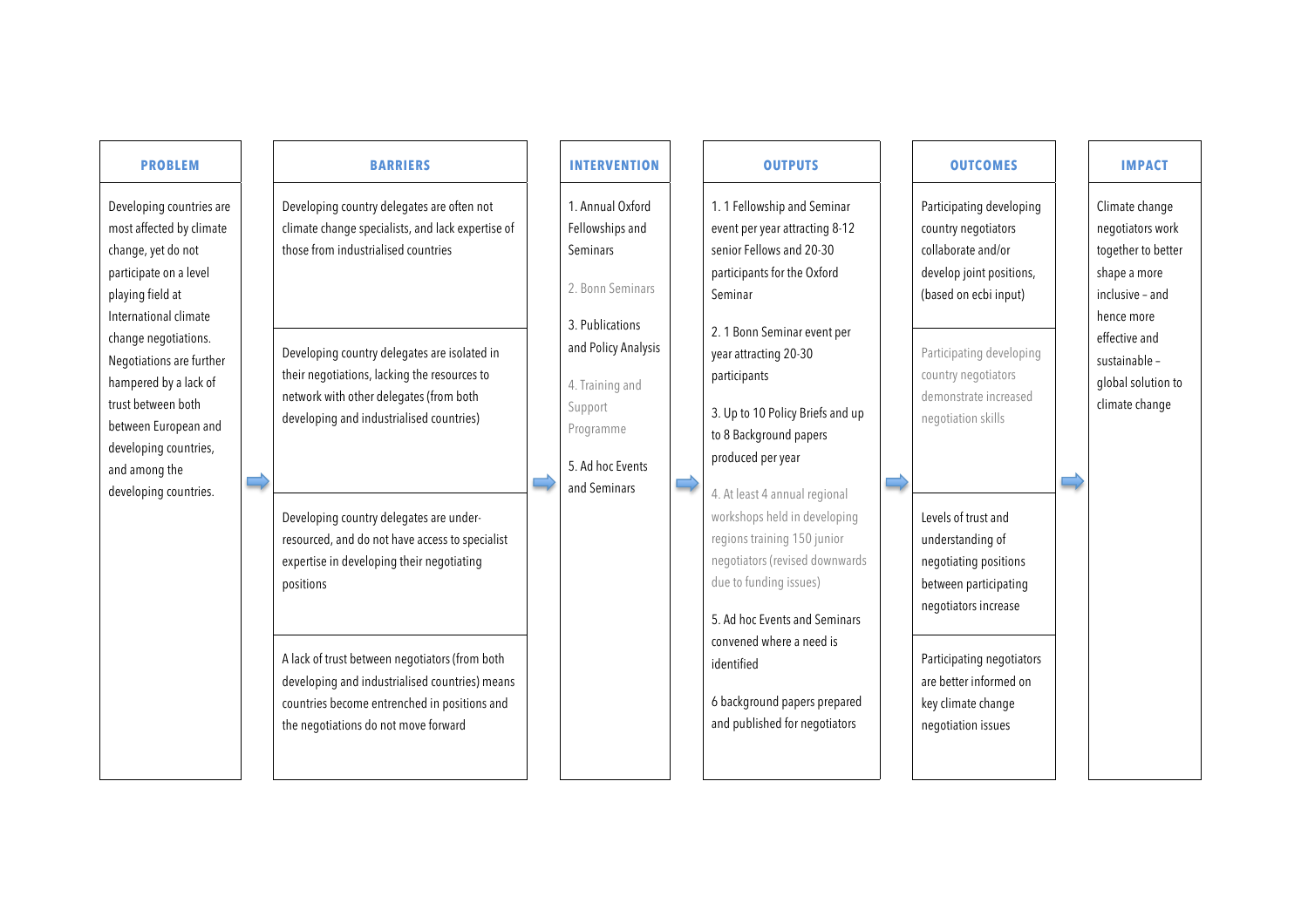| PROBLEM | BARRIERS | INTERVENTION | OUTPUTS | OUTCOMES | IMPACT |
|---|---|---|---|---|---|
| Developing countries are most affected by climate change, yet do not participate on a level playing field at International climate change negotiations. Negotiations are further hampered by a lack of trust between both between European and developing countries, and among the developing countries. | Developing country delegates are often not climate change specialists, and lack expertise of those from industrialised countries | 1. Annual Oxford Fellowships and Seminars | 1. 1 Fellowship and Seminar event per year attracting 8-12 senior Fellows and 20-30 participants for the Oxford Seminar | Participating developing country negotiators collaborate and/or develop joint positions, (based on ecbi input) | Climate change negotiators work together to better shape a more inclusive – and hence more effective and sustainable – global solution to climate change |
| | Developing country delegates are isolated in their negotiations, lacking the resources to network with other delegates (from both developing and industrialised countries) | 2. Bonn Seminars | 2. 1 Bonn Seminar event per year attracting 20-30 participants | Participating developing country negotiators demonstrate increased negotiation skills | |
| | Developing country delegates are under-resourced, and do not have access to specialist expertise in developing their negotiating positions | 3. Publications and Policy Analysis | 3. Up to 10 Policy Briefs and up to 8 Background papers produced per year | Levels of trust and understanding of negotiating positions between participating negotiators increase | |
| | A lack of trust between negotiators (from both developing and industrialised countries) means countries become entrenched in positions and the negotiations do not move forward | 4. Training and Support Programme | 4. At least 4 annual regional workshops held in developing regions training 150 junior negotiators (revised downwards due to funding issues) | Participating negotiators are better informed on key climate change negotiation issues | |
| | | 5. Ad hoc Events and Seminars | 5. Ad hoc Events and Seminars convened where a need is identified | | |
| | | | 6 background papers prepared and published for negotiators | | |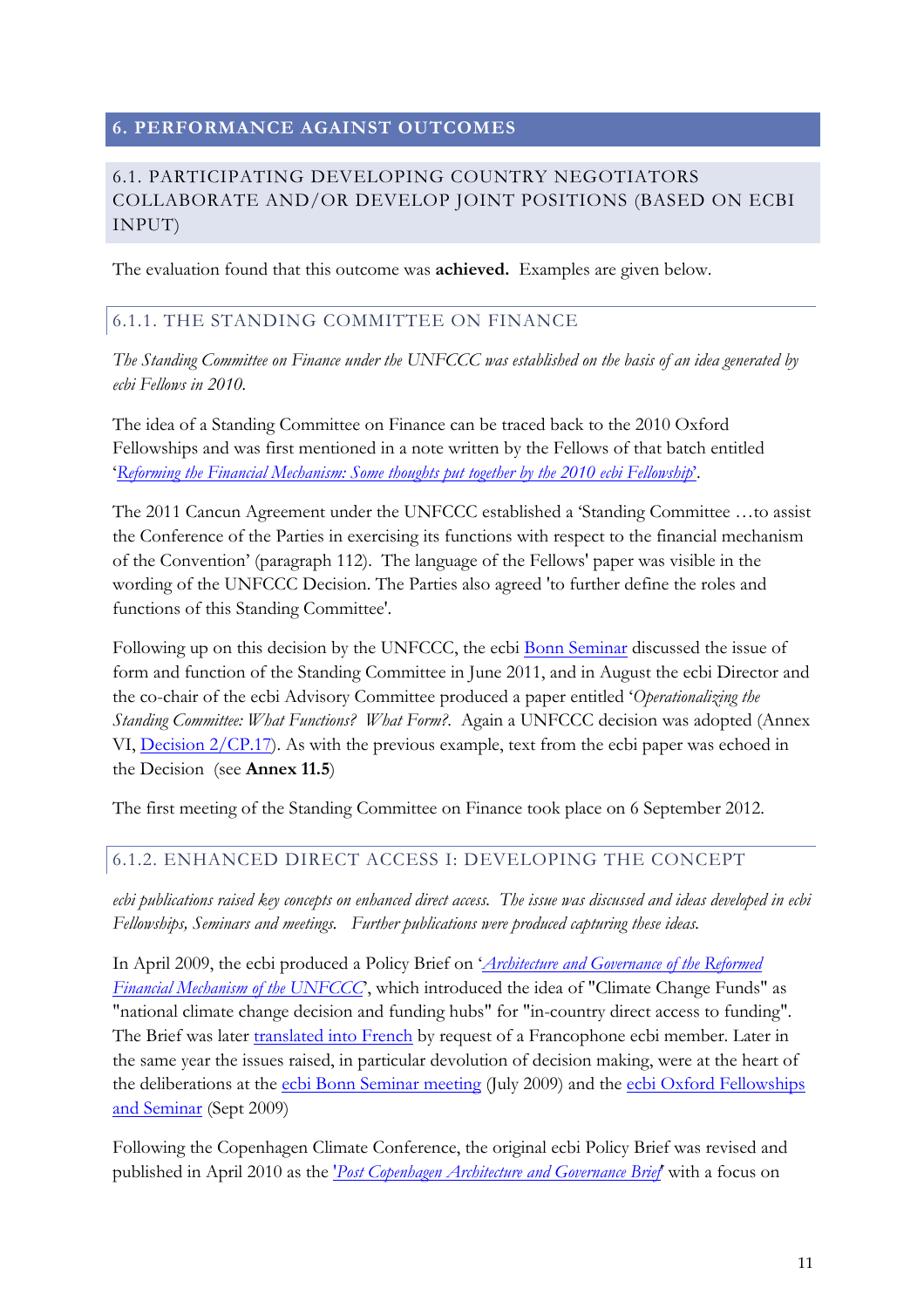## 6. PERFORMANCE AGAINST OUTCOMES

### 6.1. PARTICIPATING DEVELOPING COUNTRY NEGOTIATORS COLLABORATE AND/OR DEVELOP JOINT POSITIONS (BASED ON ECBI INPUT)

The evaluation found that this outcome was **achieved.** Examples are given below.

#### 6.1.1. THE STANDING COMMITTEE ON FINANCE

*The Standing Committee on Finance under the UNFCCC was established on the basis of an idea generated by ecbi Fellows in 2010.*

The idea of a Standing Committee on Finance can be traced back to the 2010 Oxford Fellowships and was first mentioned in a note written by the Fellows of that batch entitled '*Reforming the Financial Mechanism: Some thoughts put together by the 2010 ecbi Fellowship*'.

The 2011 Cancun Agreement under the UNFCCC established a 'Standing Committee …to assist the Conference of the Parties in exercising its functions with respect to the financial mechanism of the Convention' (paragraph 112). The language of the Fellows' paper was visible in the wording of the UNFCCC Decision. The Parties also agreed 'to further define the roles and functions of this Standing Committee'.

Following up on this decision by the UNFCCC, the ecbi Bonn Seminar discussed the issue of form and function of the Standing Committee in June 2011, and in August the ecbi Director and the co-chair of the ecbi Advisory Committee produced a paper entitled '*Operationalizing the Standing Committee: What Functions? What Form?*. Again a UNFCCC decision was adopted (Annex VI, Decision 2/CP.17). As with the previous example, text from the ecbi paper was echoed in the Decision (see **Annex 11.5**)

The first meeting of the Standing Committee on Finance took place on 6 September 2012.

#### 6.1.2. ENHANCED DIRECT ACCESS I: DEVELOPING THE CONCEPT

*ecbi publications raised key concepts on enhanced direct access. The issue was discussed and ideas developed in ecbi Fellowships, Seminars and meetings. Further publications were produced capturing these ideas.*

In April 2009, the ecbi produced a Policy Brief on '*Architecture and Governance of the Reformed Financial Mechanism of the UNFCCC*', which introduced the idea of "Climate Change Funds" as "national climate change decision and funding hubs" for "in-country direct access to funding". The Brief was later translated into French by request of a Francophone ecbi member. Later in the same year the issues raised, in particular devolution of decision making, were at the heart of the deliberations at the ecbi Bonn Seminar meeting (July 2009) and the ecbi Oxford Fellowships and Seminar (Sept 2009)

Following the Copenhagen Climate Conference, the original ecbi Policy Brief was revised and published in April 2010 as the '*Post Copenhagen Architecture and Governance Brief*' with a focus on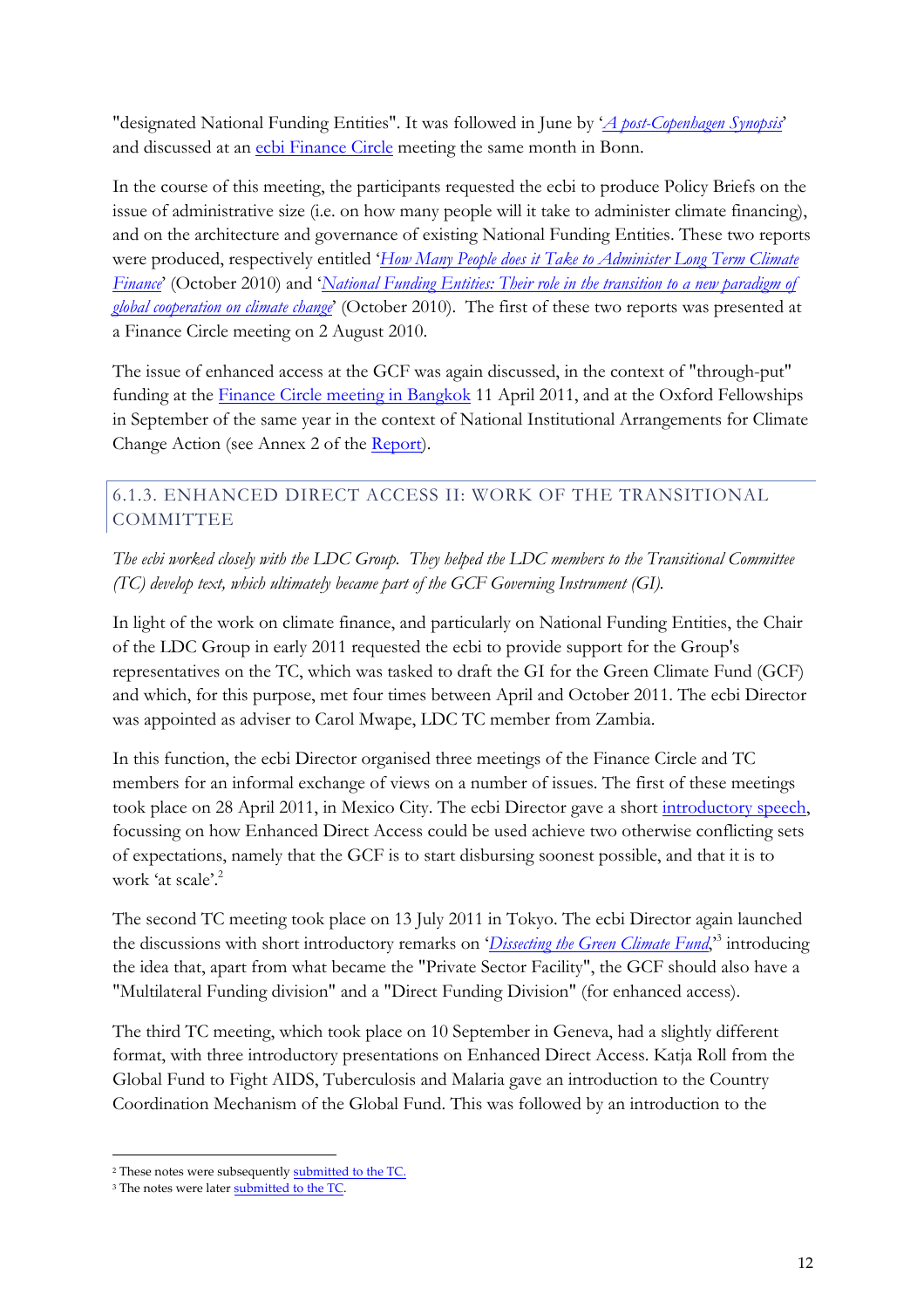"designated National Funding Entities". It was followed in June by '*A post-Copenhagen Synopsis*' and discussed at an ecbi Finance Circle meeting the same month in Bonn.

In the course of this meeting, the participants requested the ecbi to produce Policy Briefs on the issue of administrative size (i.e. on how many people will it take to administer climate financing), and on the architecture and governance of existing National Funding Entities. These two reports were produced, respectively entitled '*How Many People does it Take to Administer Long Term Climate Finance*' (October 2010) and '*National Funding Entities: Their role in the transition to a new paradigm of global cooperation on climate change*' (October 2010). The first of these two reports was presented at a Finance Circle meeting on 2 August 2010.

The issue of enhanced access at the GCF was again discussed, in the context of "through-put" funding at the Finance Circle meeting in Bangkok 11 April 2011, and at the Oxford Fellowships in September of the same year in the context of National Institutional Arrangements for Climate Change Action (see Annex 2 of the Report).

### 6.1.3. ENHANCED DIRECT ACCESS II: WORK OF THE TRANSITIONAL COMMITTEE

*The ecbi worked closely with the LDC Group. They helped the LDC members to the Transitional Committee (TC) develop text, which ultimately became part of the GCF Governing Instrument (GI).*

In light of the work on climate finance, and particularly on National Funding Entities, the Chair of the LDC Group in early 2011 requested the ecbi to provide support for the Group's representatives on the TC, which was tasked to draft the GI for the Green Climate Fund (GCF) and which, for this purpose, met four times between April and October 2011. The ecbi Director was appointed as adviser to Carol Mwape, LDC TC member from Zambia.

In this function, the ecbi Director organised three meetings of the Finance Circle and TC members for an informal exchange of views on a number of issues. The first of these meetings took place on 28 April 2011, in Mexico City. The ecbi Director gave a short introductory speech, focussing on how Enhanced Direct Access could be used achieve two otherwise conflicting sets of expectations, namely that the GCF is to start disbursing soonest possible, and that it is to work 'at scale'.[2]

The second TC meeting took place on 13 July 2011 in Tokyo. The ecbi Director again launched the discussions with short introductory remarks on '*Dissecting the Green Climate Fund*,'[3] introducing the idea that, apart from what became the "Private Sector Facility", the GCF should also have a "Multilateral Funding division" and a "Direct Funding Division" (for enhanced access).

The third TC meeting, which took place on 10 September in Geneva, had a slightly different format, with three introductory presentations on Enhanced Direct Access. Katja Roll from the Global Fund to Fight AIDS, Tuberculosis and Malaria gave an introduction to the Country Coordination Mechanism of the Global Fund. This was followed by an introduction to the

---

[2] These notes were subsequently submitted to the TC.

[3] The notes were later submitted to the TC.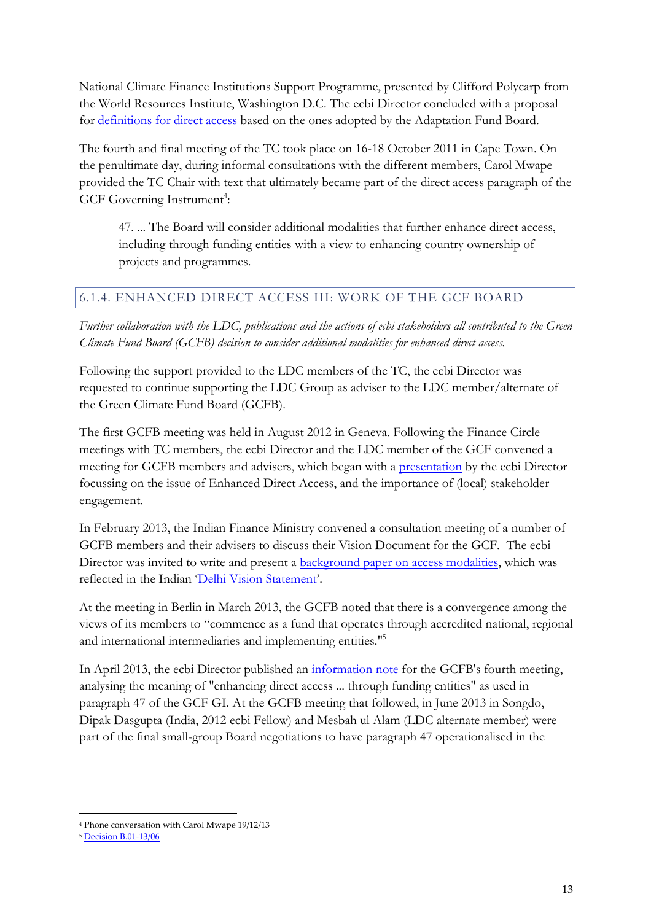National Climate Finance Institutions Support Programme, presented by Clifford Polycarp from the World Resources Institute, Washington D.C. The ecbi Director concluded with a proposal for definitions for direct access based on the ones adopted by the Adaptation Fund Board.

The fourth and final meeting of the TC took place on 16-18 October 2011 in Cape Town. On the penultimate day, during informal consultations with the different members, Carol Mwape provided the TC Chair with text that ultimately became part of the direct access paragraph of the GCF Governing Instrument[4]:

> 47. ... The Board will consider additional modalities that further enhance direct access, including through funding entities with a view to enhancing country ownership of projects and programmes.

### 6.1.4. ENHANCED DIRECT ACCESS III: WORK OF THE GCF BOARD

*Further collaboration with the LDC, publications and the actions of ecbi stakeholders all contributed to the Green Climate Fund Board (GCFB) decision to consider additional modalities for enhanced direct access.*

Following the support provided to the LDC members of the TC, the ecbi Director was requested to continue supporting the LDC Group as adviser to the LDC member/alternate of the Green Climate Fund Board (GCFB).

The first GCFB meeting was held in August 2012 in Geneva. Following the Finance Circle meetings with TC members, the ecbi Director and the LDC member of the GCF convened a meeting for GCFB members and advisers, which began with a presentation by the ecbi Director focussing on the issue of Enhanced Direct Access, and the importance of (local) stakeholder engagement.

In February 2013, the Indian Finance Ministry convened a consultation meeting of a number of GCFB members and their advisers to discuss their Vision Document for the GCF. The ecbi Director was invited to write and present a background paper on access modalities, which was reflected in the Indian 'Delhi Vision Statement'.

At the meeting in Berlin in March 2013, the GCFB noted that there is a convergence among the views of its members to "commence as a fund that operates through accredited national, regional and international intermediaries and implementing entities."[5]

In April 2013, the ecbi Director published an information note for the GCFB's fourth meeting, analysing the meaning of "enhancing direct access ... through funding entities" as used in paragraph 47 of the GCF GI. At the GCFB meeting that followed, in June 2013 in Songdo, Dipak Dasgupta (India, 2012 ecbi Fellow) and Mesbah ul Alam (LDC alternate member) were part of the final small-group Board negotiations to have paragraph 47 operationalised in the

---

[4] Phone conversation with Carol Mwape 19/12/13

[5] Decision B.01-13/06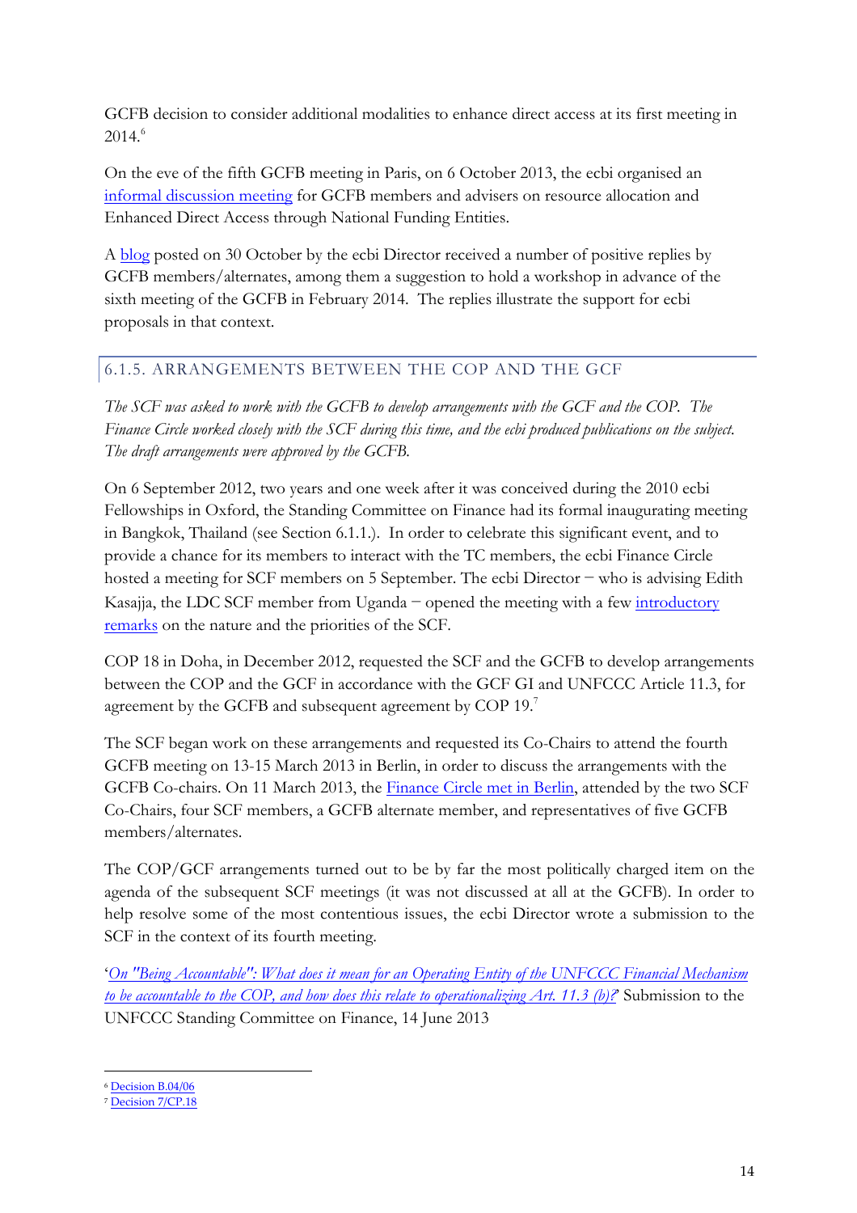GCFB decision to consider additional modalities to enhance direct access at its first meeting in 2014.[6]

On the eve of the fifth GCFB meeting in Paris, on 6 October 2013, the ecbi organised an informal discussion meeting for GCFB members and advisers on resource allocation and Enhanced Direct Access through National Funding Entities.

A blog posted on 30 October by the ecbi Director received a number of positive replies by GCFB members/alternates, among them a suggestion to hold a workshop in advance of the sixth meeting of the GCFB in February 2014. The replies illustrate the support for ecbi proposals in that context.

### 6.1.5. ARRANGEMENTS BETWEEN THE COP AND THE GCF

*The SCF was asked to work with the GCFB to develop arrangements with the GCF and the COP. The Finance Circle worked closely with the SCF during this time, and the ecbi produced publications on the subject. The draft arrangements were approved by the GCFB.*

On 6 September 2012, two years and one week after it was conceived during the 2010 ecbi Fellowships in Oxford, the Standing Committee on Finance had its formal inaugurating meeting in Bangkok, Thailand (see Section 6.1.1.). In order to celebrate this significant event, and to provide a chance for its members to interact with the TC members, the ecbi Finance Circle hosted a meeting for SCF members on 5 September. The ecbi Director – who is advising Edith Kasajja, the LDC SCF member from Uganda – opened the meeting with a few introductory remarks on the nature and the priorities of the SCF.

COP 18 in Doha, in December 2012, requested the SCF and the GCFB to develop arrangements between the COP and the GCF in accordance with the GCF GI and UNFCCC Article 11.3, for agreement by the GCFB and subsequent agreement by COP 19.[7]

The SCF began work on these arrangements and requested its Co-Chairs to attend the fourth GCFB meeting on 13-15 March 2013 in Berlin, in order to discuss the arrangements with the GCFB Co-chairs. On 11 March 2013, the Finance Circle met in Berlin, attended by the two SCF Co-Chairs, four SCF members, a GCFB alternate member, and representatives of five GCFB members/alternates.

The COP/GCF arrangements turned out to be by far the most politically charged item on the agenda of the subsequent SCF meetings (it was not discussed at all at the GCFB). In order to help resolve some of the most contentious issues, the ecbi Director wrote a submission to the SCF in the context of its fourth meeting.

'*On "Being Accountable": What does it mean for an Operating Entity of the UNFCCC Financial Mechanism to be accountable to the COP, and how does this relate to operationalizing Art. 11.3 (b)?*' Submission to the UNFCCC Standing Committee on Finance, 14 June 2013

---

[6] Decision B.04/06

[7] Decision 7/CP.18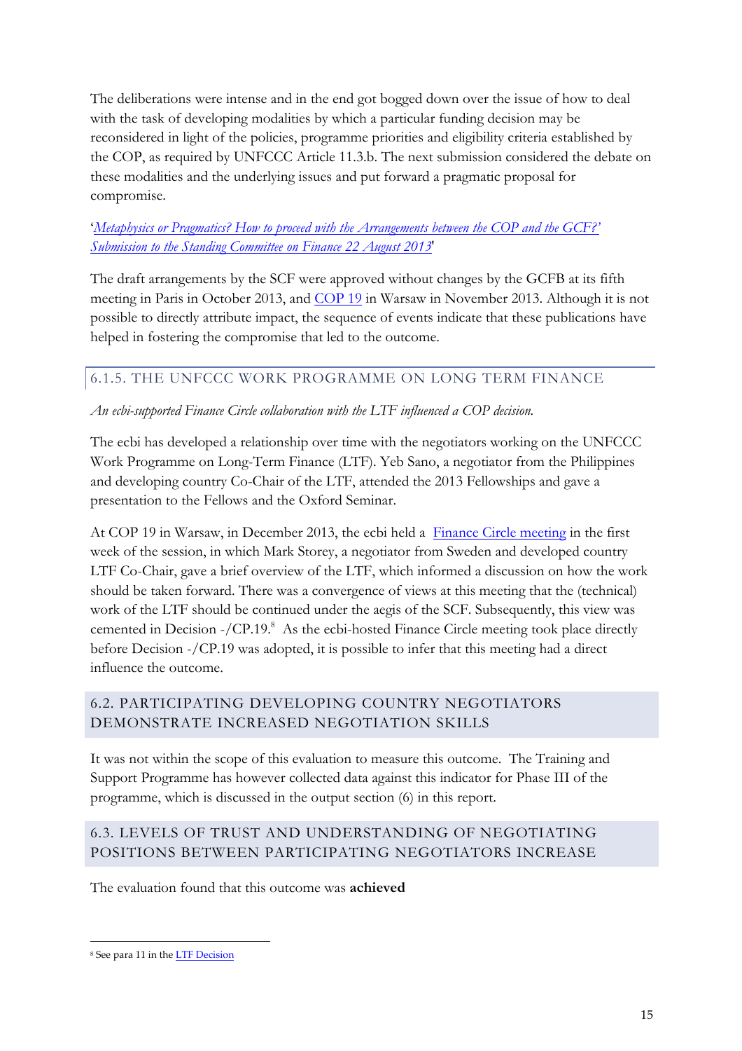The deliberations were intense and in the end got bogged down over the issue of how to deal with the task of developing modalities by which a particular funding decision may be reconsidered in light of the policies, programme priorities and eligibility criteria established by the COP, as required by UNFCCC Article 11.3.b. The next submission considered the debate on these modalities and the underlying issues and put forward a pragmatic proposal for compromise.

'*Metaphysics or Pragmatics? How to proceed with the Arrangements between the COP and the GCF?' Submission to the Standing Committee on Finance 22 August 2013*'

The draft arrangements by the SCF were approved without changes by the GCFB at its fifth meeting in Paris in October 2013, and COP 19 in Warsaw in November 2013. Although it is not possible to directly attribute impact, the sequence of events indicate that these publications have helped in fostering the compromise that led to the outcome.

### 6.1.5. THE UNFCCC WORK PROGRAMME ON LONG TERM FINANCE

*An ecbi-supported Finance Circle collaboration with the LTF influenced a COP decision.*

The ecbi has developed a relationship over time with the negotiators working on the UNFCCC Work Programme on Long-Term Finance (LTF). Yeb Sano, a negotiator from the Philippines and developing country Co-Chair of the LTF, attended the 2013 Fellowships and gave a presentation to the Fellows and the Oxford Seminar.

At COP 19 in Warsaw, in December 2013, the ecbi held a Finance Circle meeting in the first week of the session, in which Mark Storey, a negotiator from Sweden and developed country LTF Co-Chair, gave a brief overview of the LTF, which informed a discussion on how the work should be taken forward. There was a convergence of views at this meeting that the (technical) work of the LTF should be continued under the aegis of the SCF. Subsequently, this view was cemented in Decision -/CP.19.[8] As the ecbi-hosted Finance Circle meeting took place directly before Decision -/CP.19 was adopted, it is possible to infer that this meeting had a direct influence the outcome.

## 6.2. PARTICIPATING DEVELOPING COUNTRY NEGOTIATORS DEMONSTRATE INCREASED NEGOTIATION SKILLS

It was not within the scope of this evaluation to measure this outcome. The Training and Support Programme has however collected data against this indicator for Phase III of the programme, which is discussed in the output section (6) in this report.

## 6.3. LEVELS OF TRUST AND UNDERSTANDING OF NEGOTIATING POSITIONS BETWEEN PARTICIPATING NEGOTIATORS INCREASE

The evaluation found that this outcome was **achieved**

[8] See para 11 in the LTF Decision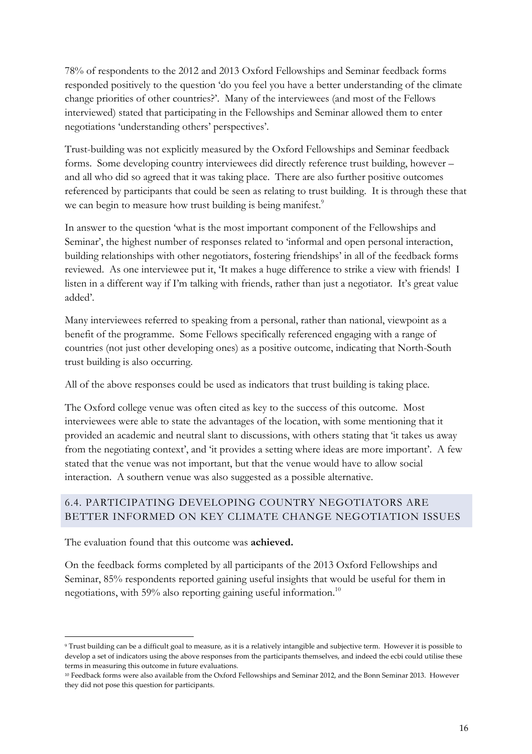78% of respondents to the 2012 and 2013 Oxford Fellowships and Seminar feedback forms responded positively to the question 'do you feel you have a better understanding of the climate change priorities of other countries?'. Many of the interviewees (and most of the Fellows interviewed) stated that participating in the Fellowships and Seminar allowed them to enter negotiations 'understanding others' perspectives'.

Trust-building was not explicitly measured by the Oxford Fellowships and Seminar feedback forms. Some developing country interviewees did directly reference trust building, however – and all who did so agreed that it was taking place. There are also further positive outcomes referenced by participants that could be seen as relating to trust building. It is through these that we can begin to measure how trust building is being manifest.[9]

In answer to the question 'what is the most important component of the Fellowships and Seminar', the highest number of responses related to 'informal and open personal interaction, building relationships with other negotiators, fostering friendships' in all of the feedback forms reviewed. As one interviewee put it, 'It makes a huge difference to strike a view with friends! I listen in a different way if I'm talking with friends, rather than just a negotiator. It's great value added'.

Many interviewees referred to speaking from a personal, rather than national, viewpoint as a benefit of the programme. Some Fellows specifically referenced engaging with a range of countries (not just other developing ones) as a positive outcome, indicating that North-South trust building is also occurring.

All of the above responses could be used as indicators that trust building is taking place.

The Oxford college venue was often cited as key to the success of this outcome. Most interviewees were able to state the advantages of the location, with some mentioning that it provided an academic and neutral slant to discussions, with others stating that 'it takes us away from the negotiating context', and 'it provides a setting where ideas are more important'. A few stated that the venue was not important, but that the venue would have to allow social interaction. A southern venue was also suggested as a possible alternative.

## 6.4. PARTICIPATING DEVELOPING COUNTRY NEGOTIATORS ARE BETTER INFORMED ON KEY CLIMATE CHANGE NEGOTIATION ISSUES

The evaluation found that this outcome was **achieved.**

On the feedback forms completed by all participants of the 2013 Oxford Fellowships and Seminar, 85% respondents reported gaining useful insights that would be useful for them in negotiations, with 59% also reporting gaining useful information.[10]

---

[9] Trust building can be a difficult goal to measure, as it is a relatively intangible and subjective term. However it is possible to develop a set of indicators using the above responses from the participants themselves, and indeed the ecbi could utilise these terms in measuring this outcome in future evaluations.

[10] Feedback forms were also available from the Oxford Fellowships and Seminar 2012, and the Bonn Seminar 2013. However they did not pose this question for participants.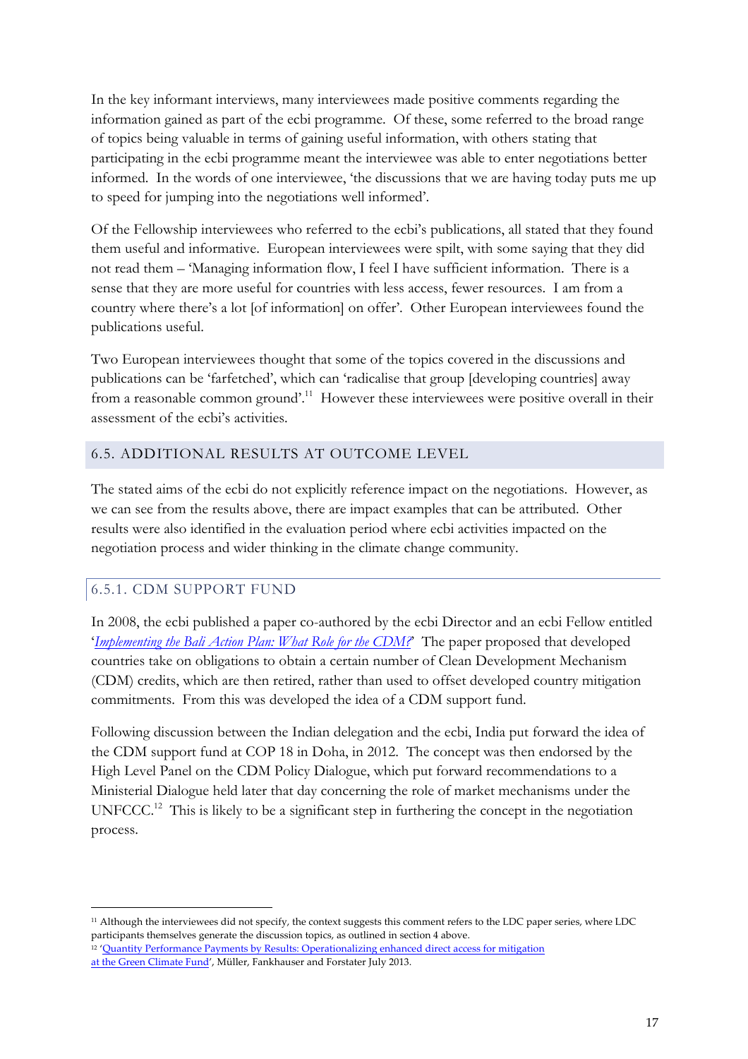In the key informant interviews, many interviewees made positive comments regarding the information gained as part of the ecbi programme. Of these, some referred to the broad range of topics being valuable in terms of gaining useful information, with others stating that participating in the ecbi programme meant the interviewee was able to enter negotiations better informed. In the words of one interviewee, 'the discussions that we are having today puts me up to speed for jumping into the negotiations well informed'.

Of the Fellowship interviewees who referred to the ecbi's publications, all stated that they found them useful and informative. European interviewees were spilt, with some saying that they did not read them – 'Managing information flow, I feel I have sufficient information. There is a sense that they are more useful for countries with less access, fewer resources. I am from a country where there's a lot [of information] on offer'. Other European interviewees found the publications useful.

Two European interviewees thought that some of the topics covered in the discussions and publications can be 'farfetched', which can 'radicalise that group [developing countries] away from a reasonable common ground'.[11] However these interviewees were positive overall in their assessment of the ecbi's activities.

## 6.5. ADDITIONAL RESULTS AT OUTCOME LEVEL

The stated aims of the ecbi do not explicitly reference impact on the negotiations. However, as we can see from the results above, there are impact examples that can be attributed. Other results were also identified in the evaluation period where ecbi activities impacted on the negotiation process and wider thinking in the climate change community.

### 6.5.1. CDM SUPPORT FUND

In 2008, the ecbi published a paper co-authored by the ecbi Director and an ecbi Fellow entitled '*Implementing the Bali Action Plan: What Role for the CDM?*' The paper proposed that developed countries take on obligations to obtain a certain number of Clean Development Mechanism (CDM) credits, which are then retired, rather than used to offset developed country mitigation commitments. From this was developed the idea of a CDM support fund.

Following discussion between the Indian delegation and the ecbi, India put forward the idea of the CDM support fund at COP 18 in Doha, in 2012. The concept was then endorsed by the High Level Panel on the CDM Policy Dialogue, which put forward recommendations to a Ministerial Dialogue held later that day concerning the role of market mechanisms under the UNFCCC.[12] This is likely to be a significant step in furthering the concept in the negotiation process.

---

[11] Although the interviewees did not specify, the context suggests this comment refers to the LDC paper series, where LDC participants themselves generate the discussion topics, as outlined in section 4 above.

[12] 'Quantity Performance Payments by Results: Operationalizing enhanced direct access for mitigation at the Green Climate Fund', Müller, Fankhauser and Forstater July 2013.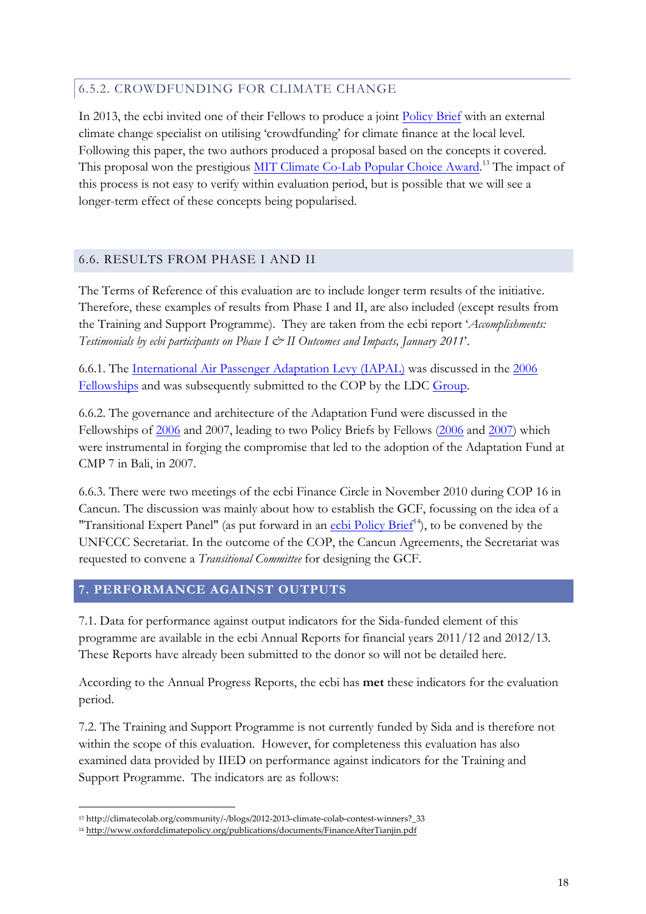### 6.5.2. CROWDFUNDING FOR CLIMATE CHANGE

In 2013, the ecbi invited one of their Fellows to produce a joint Policy Brief with an external climate change specialist on utilising 'crowdfunding' for climate finance at the local level. Following this paper, the two authors produced a proposal based on the concepts it covered. This proposal won the prestigious MIT Climate Co-Lab Popular Choice Award.[13] The impact of this process is not easy to verify within evaluation period, but is possible that we will see a longer-term effect of these concepts being popularised.

## 6.6. RESULTS FROM PHASE I AND II

The Terms of Reference of this evaluation are to include longer term results of the initiative. Therefore, these examples of results from Phase I and II, are also included (except results from the Training and Support Programme). They are taken from the ecbi report '*Accomplishments: Testimonials by ecbi participants on Phase I & II Outcomes and Impacts, January 2011*'.

6.6.1. The International Air Passenger Adaptation Levy (IAPAL) was discussed in the 2006 Fellowships and was subsequently submitted to the COP by the LDC Group.

6.6.2. The governance and architecture of the Adaptation Fund were discussed in the Fellowships of 2006 and 2007, leading to two Policy Briefs by Fellows (2006 and 2007) which were instrumental in forging the compromise that led to the adoption of the Adaptation Fund at CMP 7 in Bali, in 2007.

6.6.3. There were two meetings of the ecbi Finance Circle in November 2010 during COP 16 in Cancun. The discussion was mainly about how to establish the GCF, focussing on the idea of a "Transitional Expert Panel" (as put forward in an ecbi Policy Brief[14]), to be convened by the UNFCCC Secretariat. In the outcome of the COP, the Cancun Agreements, the Secretariat was requested to convene a *Transitional Committee* for designing the GCF.

# 7. PERFORMANCE AGAINST OUTPUTS

7.1. Data for performance against output indicators for the Sida-funded element of this programme are available in the ecbi Annual Reports for financial years 2011/12 and 2012/13. These Reports have already been submitted to the donor so will not be detailed here.

According to the Annual Progress Reports, the ecbi has **met** these indicators for the evaluation period.

7.2. The Training and Support Programme is not currently funded by Sida and is therefore not within the scope of this evaluation. However, for completeness this evaluation has also examined data provided by IIED on performance against indicators for the Training and Support Programme. The indicators are as follows:

---

[13] http://climatecolab.org/community/-/blogs/2012-2013-climate-colab-contest-winners?_33

[14] http://www.oxfordclimatepolicy.org/publications/documents/FinanceAfterTianjin.pdf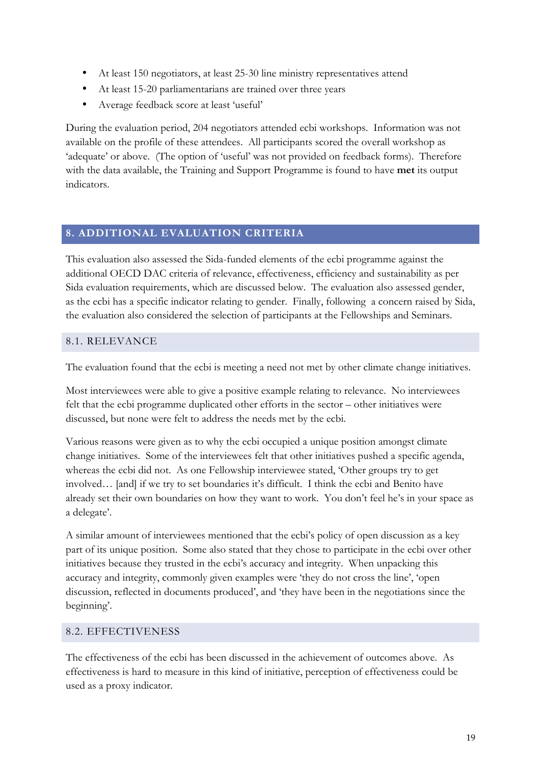- At least 150 negotiators, at least 25-30 line ministry representatives attend
- At least 15-20 parliamentarians are trained over three years
- Average feedback score at least 'useful'

During the evaluation period, 204 negotiators attended ecbi workshops. Information was not available on the profile of these attendees. All participants scored the overall workshop as 'adequate' or above. (The option of 'useful' was not provided on feedback forms). Therefore with the data available, the Training and Support Programme is found to have **met** its output indicators.

## 8. ADDITIONAL EVALUATION CRITERIA

This evaluation also assessed the Sida-funded elements of the ecbi programme against the additional OECD DAC criteria of relevance, effectiveness, efficiency and sustainability as per Sida evaluation requirements, which are discussed below. The evaluation also assessed gender, as the ecbi has a specific indicator relating to gender. Finally, following a concern raised by Sida, the evaluation also considered the selection of participants at the Fellowships and Seminars.

### 8.1. RELEVANCE

The evaluation found that the ecbi is meeting a need not met by other climate change initiatives.

Most interviewees were able to give a positive example relating to relevance. No interviewees felt that the ecbi programme duplicated other efforts in the sector – other initiatives were discussed, but none were felt to address the needs met by the ecbi.

Various reasons were given as to why the ecbi occupied a unique position amongst climate change initiatives. Some of the interviewees felt that other initiatives pushed a specific agenda, whereas the ecbi did not. As one Fellowship interviewee stated, 'Other groups try to get involved… [and] if we try to set boundaries it's difficult. I think the ecbi and Benito have already set their own boundaries on how they want to work. You don't feel he's in your space as a delegate'.

A similar amount of interviewees mentioned that the ecbi's policy of open discussion as a key part of its unique position. Some also stated that they chose to participate in the ecbi over other initiatives because they trusted in the ecbi's accuracy and integrity. When unpacking this accuracy and integrity, commonly given examples were 'they do not cross the line', 'open discussion, reflected in documents produced', and 'they have been in the negotiations since the beginning'.

### 8.2. EFFECTIVENESS

The effectiveness of the ecbi has been discussed in the achievement of outcomes above. As effectiveness is hard to measure in this kind of initiative, perception of effectiveness could be used as a proxy indicator.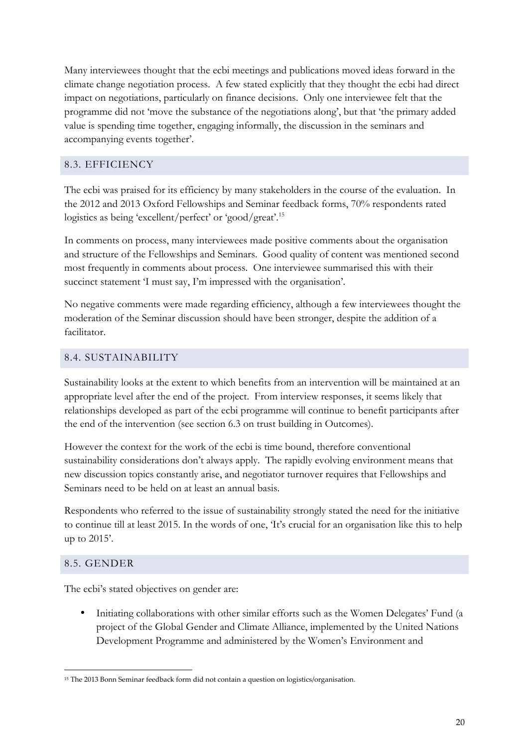Many interviewees thought that the ecbi meetings and publications moved ideas forward in the climate change negotiation process. A few stated explicitly that they thought the ecbi had direct impact on negotiations, particularly on finance decisions. Only one interviewee felt that the programme did not 'move the substance of the negotiations along', but that 'the primary added value is spending time together, engaging informally, the discussion in the seminars and accompanying events together'.

## 8.3. EFFICIENCY

The ecbi was praised for its efficiency by many stakeholders in the course of the evaluation. In the 2012 and 2013 Oxford Fellowships and Seminar feedback forms, 70% respondents rated logistics as being 'excellent/perfect' or 'good/great'.[15]

In comments on process, many interviewees made positive comments about the organisation and structure of the Fellowships and Seminars. Good quality of content was mentioned second most frequently in comments about process. One interviewee summarised this with their succinct statement 'I must say, I'm impressed with the organisation'.

No negative comments were made regarding efficiency, although a few interviewees thought the moderation of the Seminar discussion should have been stronger, despite the addition of a facilitator.

## 8.4. SUSTAINABILITY

Sustainability looks at the extent to which benefits from an intervention will be maintained at an appropriate level after the end of the project. From interview responses, it seems likely that relationships developed as part of the ecbi programme will continue to benefit participants after the end of the intervention (see section 6.3 on trust building in Outcomes).

However the context for the work of the ecbi is time bound, therefore conventional sustainability considerations don't always apply. The rapidly evolving environment means that new discussion topics constantly arise, and negotiator turnover requires that Fellowships and Seminars need to be held on at least an annual basis.

Respondents who referred to the issue of sustainability strongly stated the need for the initiative to continue till at least 2015. In the words of one, 'It's crucial for an organisation like this to help up to 2015'.

## 8.5. GENDER

The ecbi's stated objectives on gender are:

- Initiating collaborations with other similar efforts such as the Women Delegates' Fund (a project of the Global Gender and Climate Alliance, implemented by the United Nations Development Programme and administered by the Women's Environment and

[15] The 2013 Bonn Seminar feedback form did not contain a question on logistics/organisation.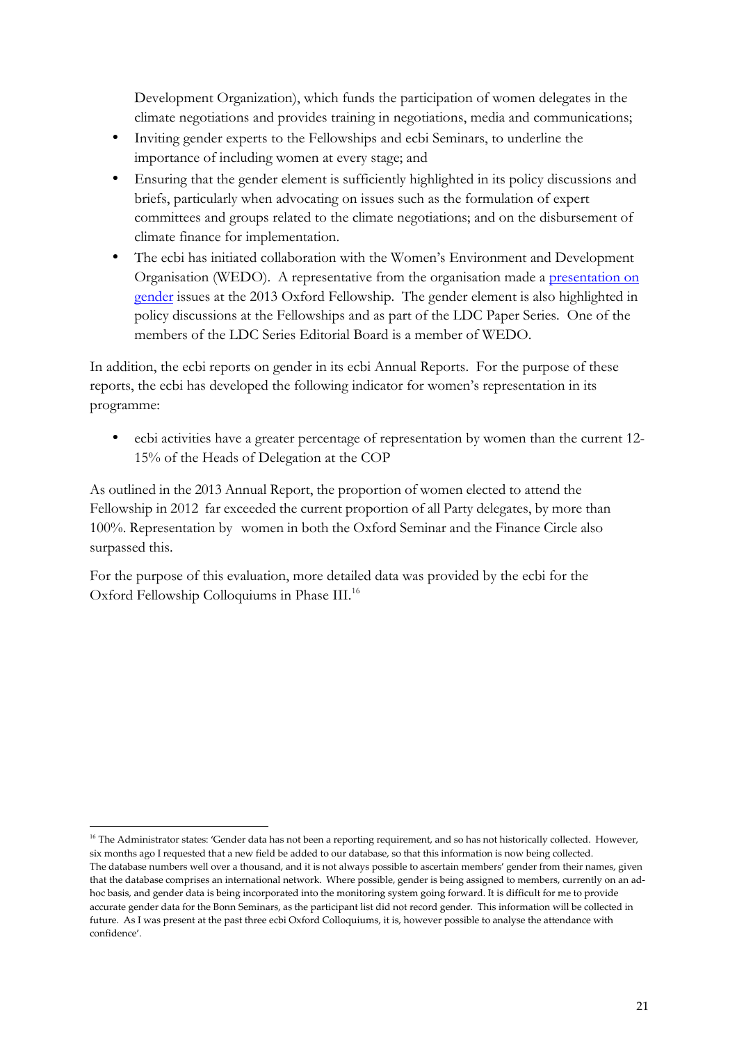Development Organization), which funds the participation of women delegates in the climate negotiations and provides training in negotiations, media and communications;

- Inviting gender experts to the Fellowships and ecbi Seminars, to underline the importance of including women at every stage; and
- Ensuring that the gender element is sufficiently highlighted in its policy discussions and briefs, particularly when advocating on issues such as the formulation of expert committees and groups related to the climate negotiations; and on the disbursement of climate finance for implementation.
- The ecbi has initiated collaboration with the Women's Environment and Development Organisation (WEDO). A representative from the organisation made a presentation on gender issues at the 2013 Oxford Fellowship. The gender element is also highlighted in policy discussions at the Fellowships and as part of the LDC Paper Series. One of the members of the LDC Series Editorial Board is a member of WEDO.

In addition, the ecbi reports on gender in its ecbi Annual Reports. For the purpose of these reports, the ecbi has developed the following indicator for women's representation in its programme:

- ecbi activities have a greater percentage of representation by women than the current 12-15% of the Heads of Delegation at the COP

As outlined in the 2013 Annual Report, the proportion of women elected to attend the Fellowship in 2012 far exceeded the current proportion of all Party delegates, by more than 100%. Representation by women in both the Oxford Seminar and the Finance Circle also surpassed this.

For the purpose of this evaluation, more detailed data was provided by the ecbi for the Oxford Fellowship Colloquiums in Phase III.[16]

[16] The Administrator states: 'Gender data has not been a reporting requirement, and so has not historically collected. However, six months ago I requested that a new field be added to our database, so that this information is now being collected. The database numbers well over a thousand, and it is not always possible to ascertain members' gender from their names, given that the database comprises an international network. Where possible, gender is being assigned to members, currently on an ad-hoc basis, and gender data is being incorporated into the monitoring system going forward. It is difficult for me to provide accurate gender data for the Bonn Seminars, as the participant list did not record gender. This information will be collected in future. As I was present at the past three ecbi Oxford Colloquiums, it is, however possible to analyse the attendance with confidence'.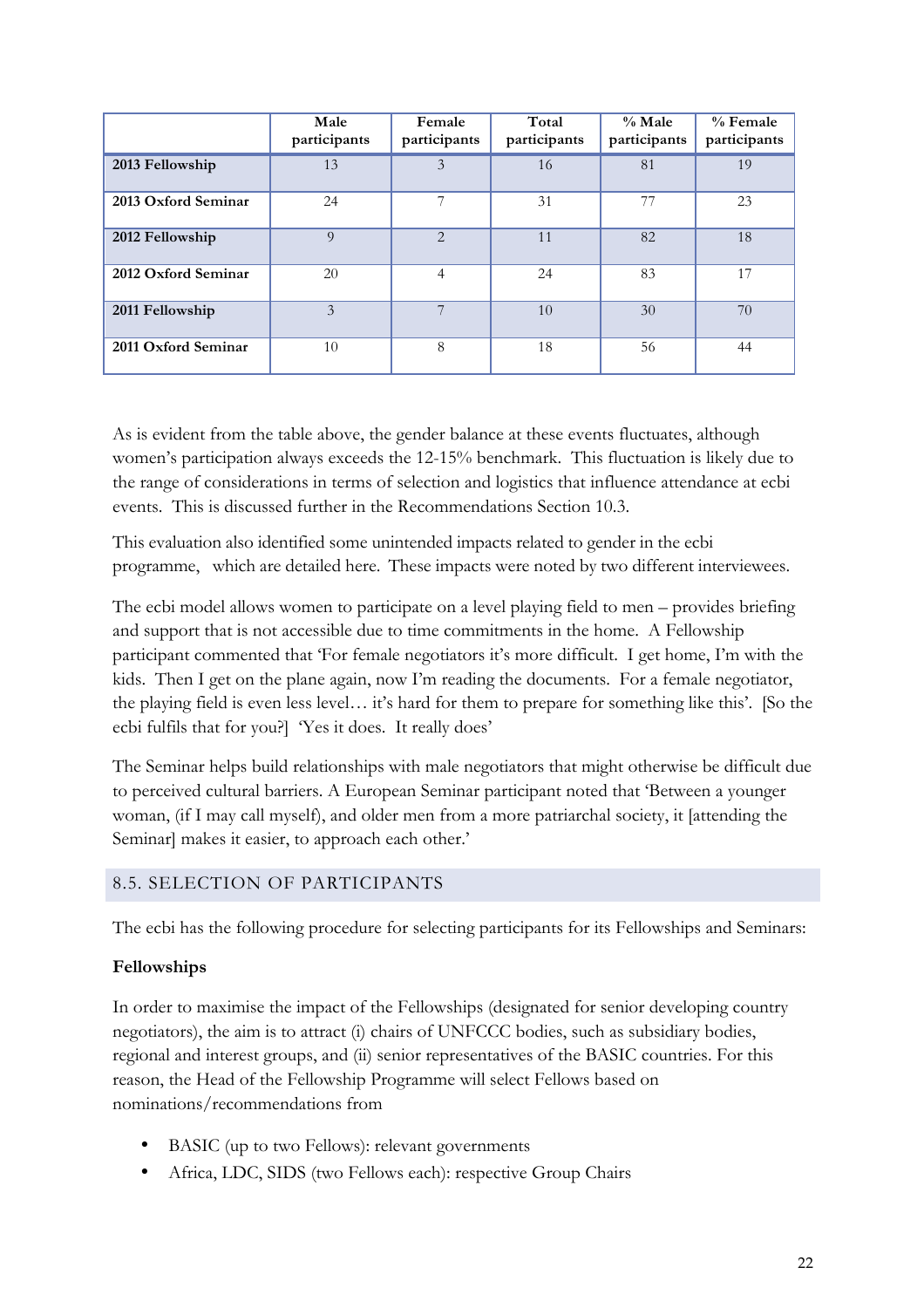| | Male participants | Female participants | Total participants | % Male participants | % Female participants |
|---|---|---|---|---|---|
| **2013 Fellowship** | 13 | 3 | 16 | 81 | 19 |
| **2013 Oxford Seminar** | 24 | 7 | 31 | 77 | 23 |
| **2012 Fellowship** | 9 | 2 | 11 | 82 | 18 |
| **2012 Oxford Seminar** | 20 | 4 | 24 | 83 | 17 |
| **2011 Fellowship** | 3 | 7 | 10 | 30 | 70 |
| **2011 Oxford Seminar** | 10 | 8 | 18 | 56 | 44 |

As is evident from the table above, the gender balance at these events fluctuates, although women's participation always exceeds the 12-15% benchmark. This fluctuation is likely due to the range of considerations in terms of selection and logistics that influence attendance at ecbi events. This is discussed further in the Recommendations Section 10.3.

This evaluation also identified some unintended impacts related to gender in the ecbi programme, which are detailed here. These impacts were noted by two different interviewees.

The ecbi model allows women to participate on a level playing field to men – provides briefing and support that is not accessible due to time commitments in the home. A Fellowship participant commented that 'For female negotiators it's more difficult. I get home, I'm with the kids. Then I get on the plane again, now I'm reading the documents. For a female negotiator, the playing field is even less level… it's hard for them to prepare for something like this'. [So the ecbi fulfils that for you?] 'Yes it does. It really does'

The Seminar helps build relationships with male negotiators that might otherwise be difficult due to perceived cultural barriers. A European Seminar participant noted that 'Between a younger woman, (if I may call myself), and older men from a more patriarchal society, it [attending the Seminar] makes it easier, to approach each other.'

## 8.5. SELECTION OF PARTICIPANTS

The ecbi has the following procedure for selecting participants for its Fellowships and Seminars:

**Fellowships**

In order to maximise the impact of the Fellowships (designated for senior developing country negotiators), the aim is to attract (i) chairs of UNFCCC bodies, such as subsidiary bodies, regional and interest groups, and (ii) senior representatives of the BASIC countries. For this reason, the Head of the Fellowship Programme will select Fellows based on nominations/recommendations from

- BASIC (up to two Fellows): relevant governments
- Africa, LDC, SIDS (two Fellows each): respective Group Chairs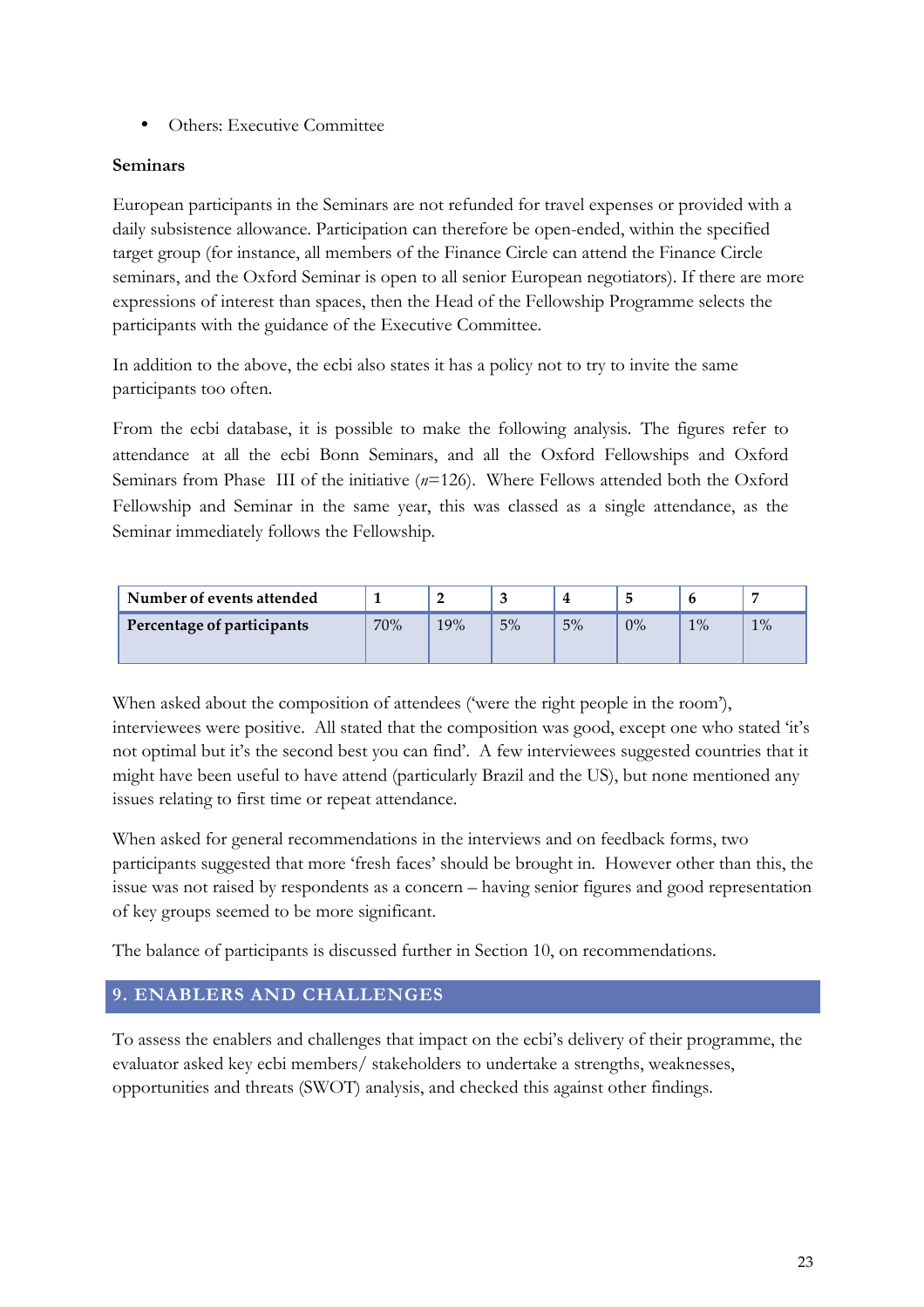- Others: Executive Committee

**Seminars**

European participants in the Seminars are not refunded for travel expenses or provided with a daily subsistence allowance. Participation can therefore be open-ended, within the specified target group (for instance, all members of the Finance Circle can attend the Finance Circle seminars, and the Oxford Seminar is open to all senior European negotiators). If there are more expressions of interest than spaces, then the Head of the Fellowship Programme selects the participants with the guidance of the Executive Committee.

In addition to the above, the ecbi also states it has a policy not to try to invite the same participants too often.

From the ecbi database, it is possible to make the following analysis. The figures refer to attendance at all the ecbi Bonn Seminars, and all the Oxford Fellowships and Oxford Seminars from Phase III of the initiative ($n$=126). Where Fellows attended both the Oxford Fellowship and Seminar in the same year, this was classed as a single attendance, as the Seminar immediately follows the Fellowship.

| Number of events attended | 1 | 2 | 3 | 4 | 5 | 6 | 7 |
|---|---|---|---|---|---|---|---|
| Percentage of participants | 70% | 19% | 5% | 5% | 0% | 1% | 1% |

When asked about the composition of attendees ('were the right people in the room'), interviewees were positive. All stated that the composition was good, except one who stated 'it's not optimal but it's the second best you can find'. A few interviewees suggested countries that it might have been useful to have attend (particularly Brazil and the US), but none mentioned any issues relating to first time or repeat attendance.

When asked for general recommendations in the interviews and on feedback forms, two participants suggested that more 'fresh faces' should be brought in. However other than this, the issue was not raised by respondents as a concern – having senior figures and good representation of key groups seemed to be more significant.

The balance of participants is discussed further in Section 10, on recommendations.

## 9. ENABLERS AND CHALLENGES

To assess the enablers and challenges that impact on the ecbi's delivery of their programme, the evaluator asked key ecbi members/ stakeholders to undertake a strengths, weaknesses, opportunities and threats (SWOT) analysis, and checked this against other findings.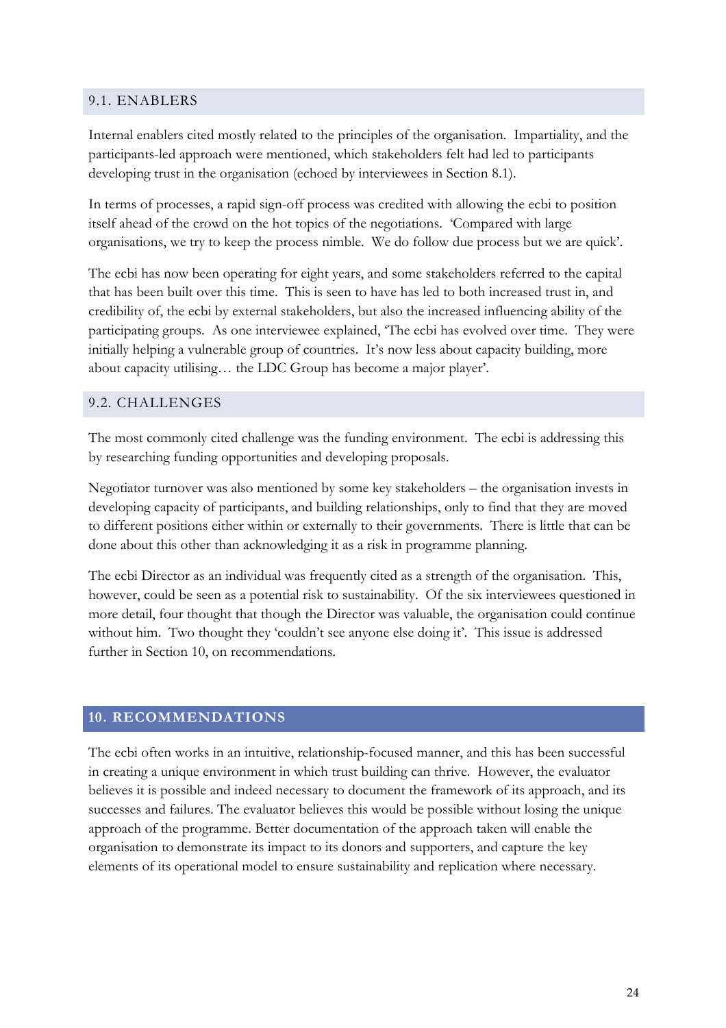### 9.1. ENABLERS

Internal enablers cited mostly related to the principles of the organisation. Impartiality, and the participants-led approach were mentioned, which stakeholders felt had led to participants developing trust in the organisation (echoed by interviewees in Section 8.1).

In terms of processes, a rapid sign-off process was credited with allowing the ecbi to position itself ahead of the crowd on the hot topics of the negotiations. 'Compared with large organisations, we try to keep the process nimble. We do follow due process but we are quick'.

The ecbi has now been operating for eight years, and some stakeholders referred to the capital that has been built over this time. This is seen to have has led to both increased trust in, and credibility of, the ecbi by external stakeholders, but also the increased influencing ability of the participating groups. As one interviewee explained, 'The ecbi has evolved over time. They were initially helping a vulnerable group of countries. It's now less about capacity building, more about capacity utilising… the LDC Group has become a major player'.

### 9.2. CHALLENGES

The most commonly cited challenge was the funding environment. The ecbi is addressing this by researching funding opportunities and developing proposals.

Negotiator turnover was also mentioned by some key stakeholders – the organisation invests in developing capacity of participants, and building relationships, only to find that they are moved to different positions either within or externally to their governments. There is little that can be done about this other than acknowledging it as a risk in programme planning.

The ecbi Director as an individual was frequently cited as a strength of the organisation. This, however, could be seen as a potential risk to sustainability. Of the six interviewees questioned in more detail, four thought that though the Director was valuable, the organisation could continue without him. Two thought they 'couldn't see anyone else doing it'. This issue is addressed further in Section 10, on recommendations.

## 10. RECOMMENDATIONS

The ecbi often works in an intuitive, relationship-focused manner, and this has been successful in creating a unique environment in which trust building can thrive. However, the evaluator believes it is possible and indeed necessary to document the framework of its approach, and its successes and failures. The evaluator believes this would be possible without losing the unique approach of the programme. Better documentation of the approach taken will enable the organisation to demonstrate its impact to its donors and supporters, and capture the key elements of its operational model to ensure sustainability and replication where necessary.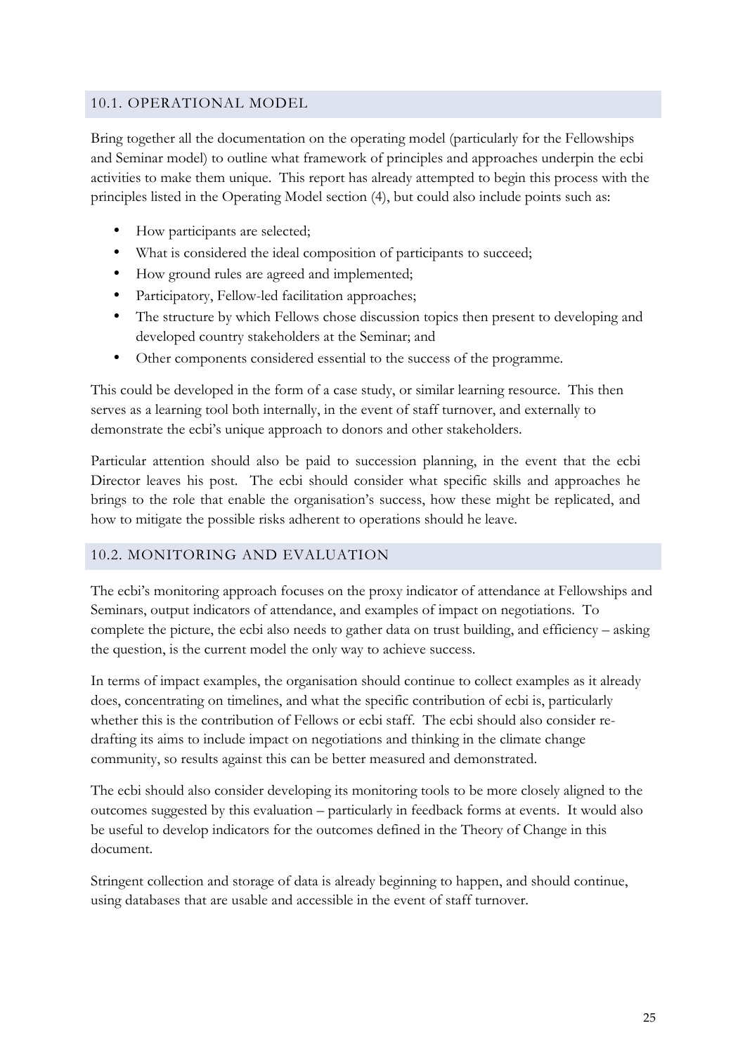## 10.1. OPERATIONAL MODEL

Bring together all the documentation on the operating model (particularly for the Fellowships and Seminar model) to outline what framework of principles and approaches underpin the ecbi activities to make them unique. This report has already attempted to begin this process with the principles listed in the Operating Model section (4), but could also include points such as:

- How participants are selected;
- What is considered the ideal composition of participants to succeed;
- How ground rules are agreed and implemented;
- Participatory, Fellow-led facilitation approaches;
- The structure by which Fellows chose discussion topics then present to developing and developed country stakeholders at the Seminar; and
- Other components considered essential to the success of the programme.

This could be developed in the form of a case study, or similar learning resource. This then serves as a learning tool both internally, in the event of staff turnover, and externally to demonstrate the ecbi's unique approach to donors and other stakeholders.

Particular attention should also be paid to succession planning, in the event that the ecbi Director leaves his post. The ecbi should consider what specific skills and approaches he brings to the role that enable the organisation's success, how these might be replicated, and how to mitigate the possible risks adherent to operations should he leave.

## 10.2. MONITORING AND EVALUATION

The ecbi's monitoring approach focuses on the proxy indicator of attendance at Fellowships and Seminars, output indicators of attendance, and examples of impact on negotiations. To complete the picture, the ecbi also needs to gather data on trust building, and efficiency – asking the question, is the current model the only way to achieve success.

In terms of impact examples, the organisation should continue to collect examples as it already does, concentrating on timelines, and what the specific contribution of ecbi is, particularly whether this is the contribution of Fellows or ecbi staff. The ecbi should also consider re-drafting its aims to include impact on negotiations and thinking in the climate change community, so results against this can be better measured and demonstrated.

The ecbi should also consider developing its monitoring tools to be more closely aligned to the outcomes suggested by this evaluation – particularly in feedback forms at events. It would also be useful to develop indicators for the outcomes defined in the Theory of Change in this document.

Stringent collection and storage of data is already beginning to happen, and should continue, using databases that are usable and accessible in the event of staff turnover.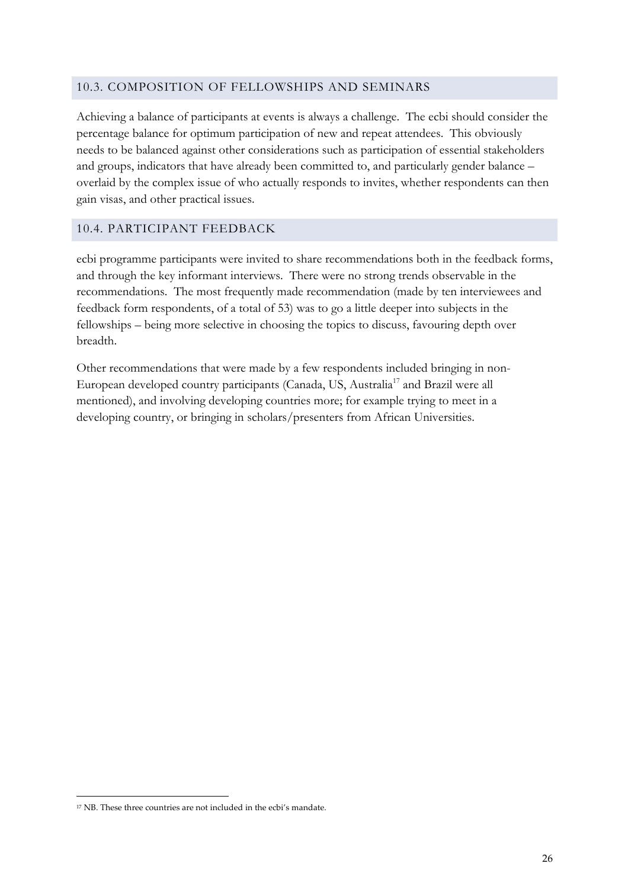## 10.3. COMPOSITION OF FELLOWSHIPS AND SEMINARS

Achieving a balance of participants at events is always a challenge. The ecbi should consider the percentage balance for optimum participation of new and repeat attendees. This obviously needs to be balanced against other considerations such as participation of essential stakeholders and groups, indicators that have already been committed to, and particularly gender balance – overlaid by the complex issue of who actually responds to invites, whether respondents can then gain visas, and other practical issues.

## 10.4. PARTICIPANT FEEDBACK

ecbi programme participants were invited to share recommendations both in the feedback forms, and through the key informant interviews. There were no strong trends observable in the recommendations. The most frequently made recommendation (made by ten interviewees and feedback form respondents, of a total of 53) was to go a little deeper into subjects in the fellowships – being more selective in choosing the topics to discuss, favouring depth over breadth.

Other recommendations that were made by a few respondents included bringing in non-European developed country participants (Canada, US, Australia[17] and Brazil were all mentioned), and involving developing countries more; for example trying to meet in a developing country, or bringing in scholars/presenters from African Universities.

[17] NB. These three countries are not included in the ecbi's mandate.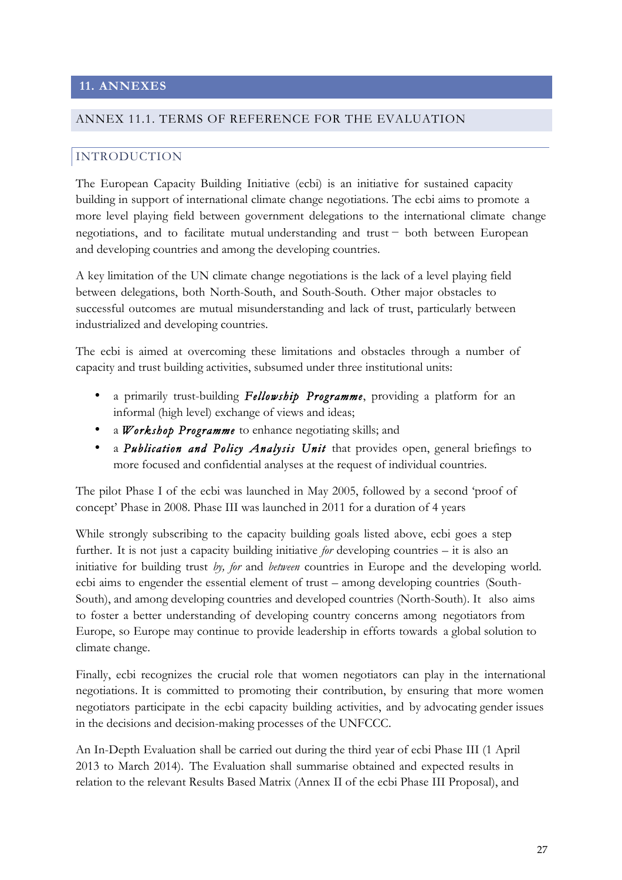# 11. ANNEXES

## ANNEX 11.1. TERMS OF REFERENCE FOR THE EVALUATION

### INTRODUCTION

The European Capacity Building Initiative (ecbi) is an initiative for sustained capacity building in support of international climate change negotiations. The ecbi aims to promote a more level playing field between government delegations to the international climate change negotiations, and to facilitate mutual understanding and trust − both between European and developing countries and among the developing countries.

A key limitation of the UN climate change negotiations is the lack of a level playing field between delegations, both North-South, and South-South. Other major obstacles to successful outcomes are mutual misunderstanding and lack of trust, particularly between industrialized and developing countries.

The ecbi is aimed at overcoming these limitations and obstacles through a number of capacity and trust building activities, subsumed under three institutional units:

- a primarily trust-building ***Fellowship Programme***, providing a platform for an informal (high level) exchange of views and ideas;
- a ***Workshop Programme*** to enhance negotiating skills; and
- a ***Publication and Policy Analysis Unit*** that provides open, general briefings to more focused and confidential analyses at the request of individual countries.

The pilot Phase I of the ecbi was launched in May 2005, followed by a second 'proof of concept' Phase in 2008. Phase III was launched in 2011 for a duration of 4 years

While strongly subscribing to the capacity building goals listed above, ecbi goes a step further. It is not just a capacity building initiative *for* developing countries – it is also an initiative for building trust *by, for* and *between* countries in Europe and the developing world. ecbi aims to engender the essential element of trust – among developing countries (South-South), and among developing countries and developed countries (North-South). It also aims to foster a better understanding of developing country concerns among negotiators from Europe, so Europe may continue to provide leadership in efforts towards a global solution to climate change.

Finally, ecbi recognizes the crucial role that women negotiators can play in the international negotiations. It is committed to promoting their contribution, by ensuring that more women negotiators participate in the ecbi capacity building activities, and by advocating gender issues in the decisions and decision-making processes of the UNFCCC.

An In-Depth Evaluation shall be carried out during the third year of ecbi Phase III (1 April 2013 to March 2014). The Evaluation shall summarise obtained and expected results in relation to the relevant Results Based Matrix (Annex II of the ecbi Phase III Proposal), and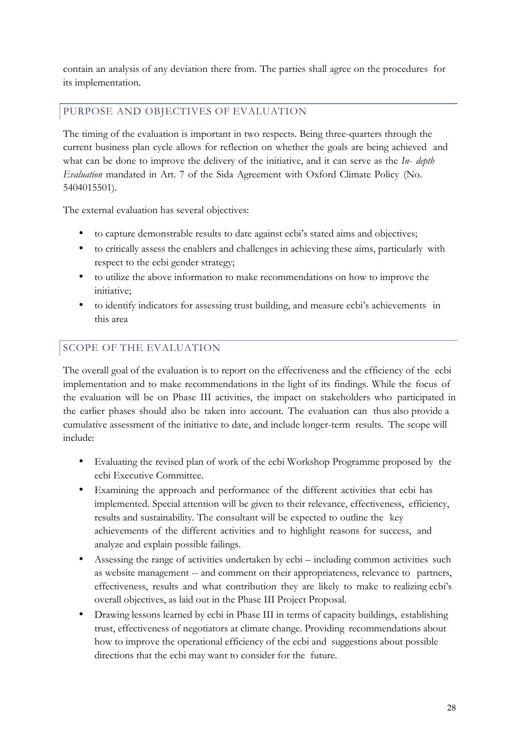contain an analysis of any deviation there from. The parties shall agree on the procedures for its implementation.

## PURPOSE AND OBJECTIVES OF EVALUATION

The timing of the evaluation is important in two respects. Being three-quarters through the current business plan cycle allows for reflection on whether the goals are being achieved and what can be done to improve the delivery of the initiative, and it can serve as the *In- depth Evaluation* mandated in Art. 7 of the Sida Agreement with Oxford Climate Policy (No. 5404015501).

The external evaluation has several objectives:

- to capture demonstrable results to date against ecbi's stated aims and objectives;
- to critically assess the enablers and challenges in achieving these aims, particularly with respect to the ecbi gender strategy;
- to utilize the above information to make recommendations on how to improve the initiative;
- to identify indicators for assessing trust building, and measure ecbi's achievements in this area

## SCOPE OF THE EVALUATION

The overall goal of the evaluation is to report on the effectiveness and the efficiency of the ecbi implementation and to make recommendations in the light of its findings. While the focus of the evaluation will be on Phase III activities, the impact on stakeholders who participated in the earlier phases should also be taken into account. The evaluation can thus also provide a cumulative assessment of the initiative to date, and include longer-term results. The scope will include:

- Evaluating the revised plan of work of the ecbi Workshop Programme proposed by the ecbi Executive Committee.
- Examining the approach and performance of the different activities that ecbi has implemented. Special attention will be given to their relevance, effectiveness, efficiency, results and sustainability. The consultant will be expected to outline the key achievements of the different activities and to highlight reasons for success, and analyze and explain possible failings.
- Assessing the range of activities undertaken by ecbi – including common activities such as website management -- and comment on their appropriateness, relevance to partners, effectiveness, results and what contribution they are likely to make to realizing ecbi's overall objectives, as laid out in the Phase III Project Proposal.
- Drawing lessons learned by ecbi in Phase III in terms of capacity buildings, establishing trust, effectiveness of negotiators at climate change. Providing recommendations about how to improve the operational efficiency of the ecbi and suggestions about possible directions that the ecbi may want to consider for the future.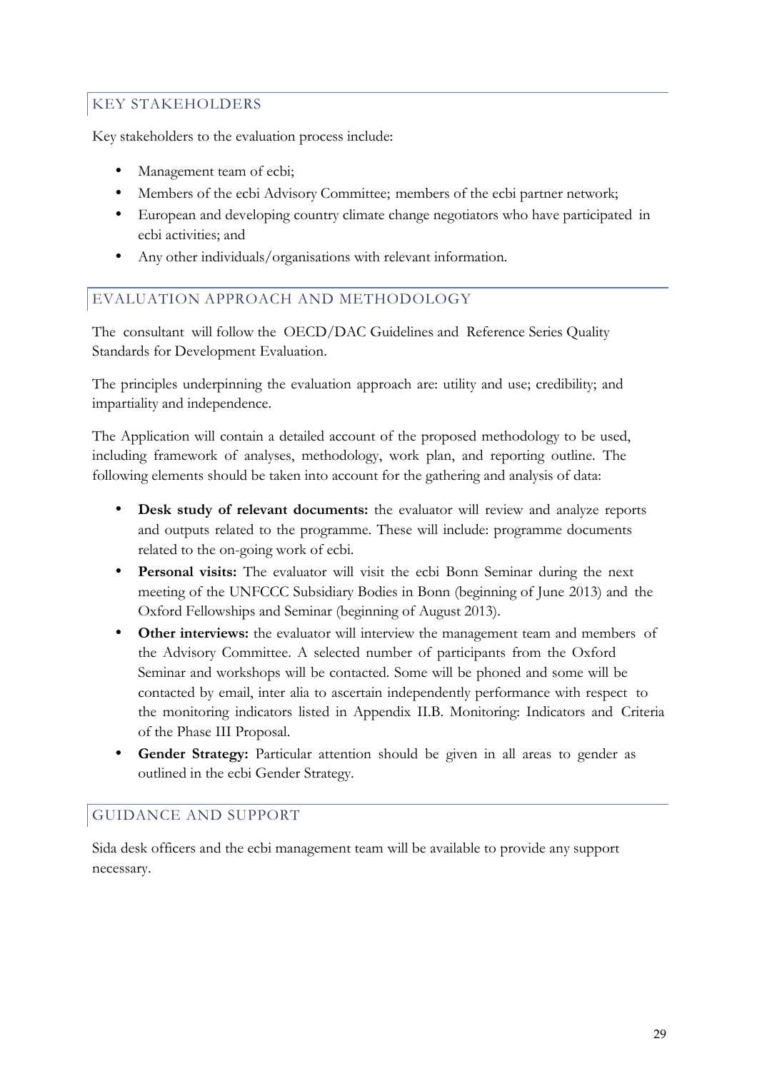## KEY STAKEHOLDERS

Key stakeholders to the evaluation process include:

- Management team of ecbi;
- Members of the ecbi Advisory Committee; members of the ecbi partner network;
- European and developing country climate change negotiators who have participated in ecbi activities; and
- Any other individuals/organisations with relevant information.

## EVALUATION APPROACH AND METHODOLOGY

The consultant will follow the OECD/DAC Guidelines and Reference Series Quality Standards for Development Evaluation.

The principles underpinning the evaluation approach are: utility and use; credibility; and impartiality and independence.

The Application will contain a detailed account of the proposed methodology to be used, including framework of analyses, methodology, work plan, and reporting outline. The following elements should be taken into account for the gathering and analysis of data:

- **Desk study of relevant documents:** the evaluator will review and analyze reports and outputs related to the programme. These will include: programme documents related to the on-going work of ecbi.
- **Personal visits:** The evaluator will visit the ecbi Bonn Seminar during the next meeting of the UNFCCC Subsidiary Bodies in Bonn (beginning of June 2013) and the Oxford Fellowships and Seminar (beginning of August 2013).
- **Other interviews:** the evaluator will interview the management team and members of the Advisory Committee. A selected number of participants from the Oxford Seminar and workshops will be contacted. Some will be phoned and some will be contacted by email, inter alia to ascertain independently performance with respect to the monitoring indicators listed in Appendix II.B. Monitoring: Indicators and Criteria of the Phase III Proposal.
- **Gender Strategy:** Particular attention should be given in all areas to gender as outlined in the ecbi Gender Strategy.

## GUIDANCE AND SUPPORT

Sida desk officers and the ecbi management team will be available to provide any support necessary.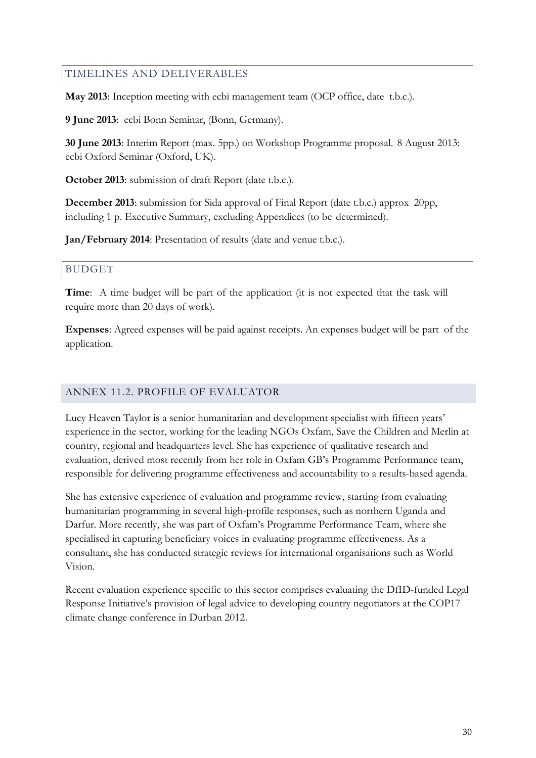## TIMELINES AND DELIVERABLES

**May 2013**: Inception meeting with ecbi management team (OCP office, date t.b.c.).

**9 June 2013**: ecbi Bonn Seminar, (Bonn, Germany).

**30 June 2013**: Interim Report (max. 5pp.) on Workshop Programme proposal. 8 August 2013: ecbi Oxford Seminar (Oxford, UK).

**October 2013**: submission of draft Report (date t.b.c.).

**December 2013**: submission for Sida approval of Final Report (date t.b.c.) approx 20pp, including 1 p. Executive Summary, excluding Appendices (to be determined).

**Jan/February 2014**: Presentation of results (date and venue t.b.c.).

## BUDGET

**Time**: A time budget will be part of the application (it is not expected that the task will require more than 20 days of work).

**Expenses**: Agreed expenses will be paid against receipts. An expenses budget will be part of the application.

## ANNEX 11.2. PROFILE OF EVALUATOR

Lucy Heaven Taylor is a senior humanitarian and development specialist with fifteen years' experience in the sector, working for the leading NGOs Oxfam, Save the Children and Merlin at country, regional and headquarters level. She has experience of qualitative research and evaluation, derived most recently from her role in Oxfam GB's Programme Performance team, responsible for delivering programme effectiveness and accountability to a results-based agenda.

She has extensive experience of evaluation and programme review, starting from evaluating humanitarian programming in several high-profile responses, such as northern Uganda and Darfur. More recently, she was part of Oxfam's Programme Performance Team, where she specialised in capturing beneficiary voices in evaluating programme effectiveness. As a consultant, she has conducted strategic reviews for international organisations such as World Vision.

Recent evaluation experience specific to this sector comprises evaluating the DfID-funded Legal Response Initiative's provision of legal advice to developing country negotiators at the COP17 climate change conference in Durban 2012.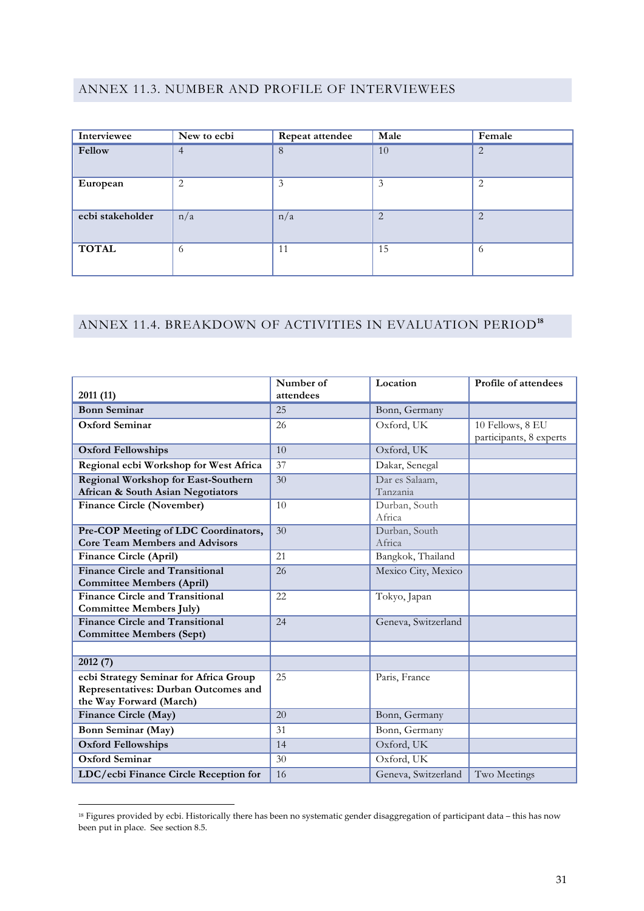## ANNEX 11.3. NUMBER AND PROFILE OF INTERVIEWEES

| Interviewee | New to ecbi | Repeat attendee | Male | Female |
|---|---|---|---|---|
| **Fellow** | 4 | 8 | 10 | 2 |
| **European** | 2 | 3 | 3 | 2 |
| **ecbi stakeholder** | n/a | n/a | 2 | 2 |
| **TOTAL** | 6 | 11 | 15 | 6 |

## ANNEX 11.4. BREAKDOWN OF ACTIVITIES IN EVALUATION PERIOD[18]

| 2011 (11) | Number of attendees | Location | Profile of attendees |
|---|---|---|---|
| **Bonn Seminar** | 25 | Bonn, Germany | |
| **Oxford Seminar** | 26 | Oxford, UK | 10 Fellows, 8 EU participants, 8 experts |
| **Oxford Fellowships** | 10 | Oxford, UK | |
| **Regional ecbi Workshop for West Africa** | 37 | Dakar, Senegal | |
| **Regional Workshop for East-Southern African & South Asian Negotiators** | 30 | Dar es Salaam, Tanzania | |
| **Finance Circle (November)** | 10 | Durban, South Africa | |
| **Pre-COP Meeting of LDC Coordinators, Core Team Members and Advisors** | 30 | Durban, South Africa | |
| **Finance Circle (April)** | 21 | Bangkok, Thailand | |
| **Finance Circle and Transitional Committee Members (April)** | 26 | Mexico City, Mexico | |
| **Finance Circle and Transitional Committee Members July)** | 22 | Tokyo, Japan | |
| **Finance Circle and Transitional Committee Members (Sept)** | 24 | Geneva, Switzerland | |
| | | | |
| **2012 (7)** | | | |
| **ecbi Strategy Seminar for Africa Group Representatives: Durban Outcomes and the Way Forward (March)** | 25 | Paris, France | |
| **Finance Circle (May)** | 20 | Bonn, Germany | |
| **Bonn Seminar (May)** | 31 | Bonn, Germany | |
| **Oxford Fellowships** | 14 | Oxford, UK | |
| **Oxford Seminar** | 30 | Oxford, UK | |
| **LDC/ecbi Finance Circle Reception for** | 16 | Geneva, Switzerland | Two Meetings |

[18] Figures provided by ecbi. Historically there has been no systematic gender disaggregation of participant data – this has now been put in place. See section 8.5.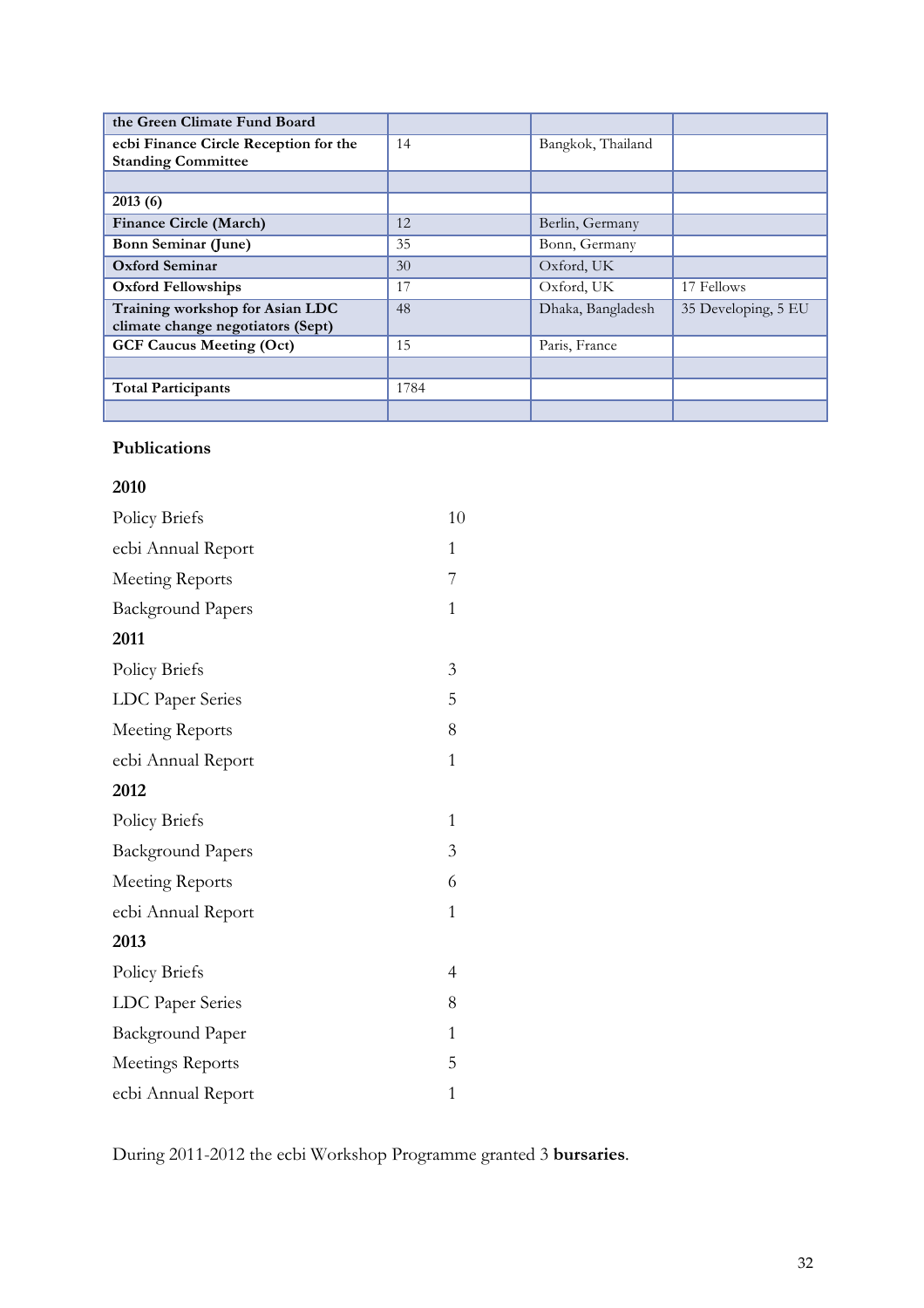| the Green Climate Fund Board | | | |
|---|---|---|---|
| **ecbi Finance Circle Reception for the Standing Committee** | 14 | Bangkok, Thailand | |
| | | | |
| **2013 (6)** | | | |
| **Finance Circle (March)** | 12 | Berlin, Germany | |
| **Bonn Seminar (June)** | 35 | Bonn, Germany | |
| **Oxford Seminar** | 30 | Oxford, UK | |
| **Oxford Fellowships** | 17 | Oxford, UK | 17 Fellows |
| **Training workshop for Asian LDC climate change negotiators (Sept)** | 48 | Dhaka, Bangladesh | 35 Developing, 5 EU |
| **GCF Caucus Meeting (Oct)** | 15 | Paris, France | |
| | | | |
| **Total Participants** | 1784 | | |
| | | | |

**Publications**

**2010**

| | |
|---|---|
| Policy Briefs | 10 |
| ecbi Annual Report | 1 |
| Meeting Reports | 7 |
| Background Papers | 1 |

**2011**

| | |
|---|---|
| Policy Briefs | 3 |
| LDC Paper Series | 5 |
| Meeting Reports | 8 |
| ecbi Annual Report | 1 |

**2012**

| | |
|---|---|
| Policy Briefs | 1 |
| Background Papers | 3 |
| Meeting Reports | 6 |
| ecbi Annual Report | 1 |

**2013**

| | |
|---|---|
| Policy Briefs | 4 |
| LDC Paper Series | 8 |
| Background Paper | 1 |
| Meetings Reports | 5 |
| ecbi Annual Report | 1 |

During 2011-2012 the ecbi Workshop Programme granted 3 **bursaries**.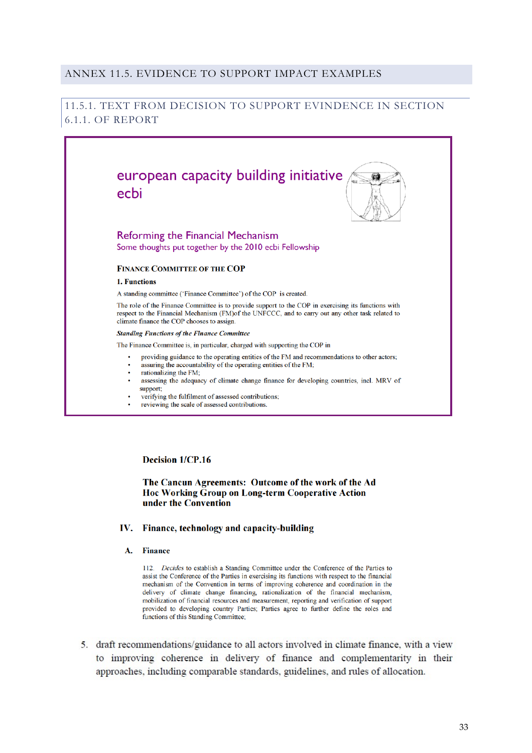## ANNEX 11.5. EVIDENCE TO SUPPORT IMPACT EXAMPLES

### 11.5.1. TEXT FROM DECISION TO SUPPORT EVINDENCE IN SECTION 6.1.1. OF REPORT

european capacity building initiative
ecbi

Reforming the Financial Mechanism
Some thoughts put together by the 2010 ecbi Fellowship

**FINANCE COMMITTEE OF THE COP**

**1. Functions**

A standing committee ('Finance Committee') of the COP is created.

The role of the Finance Committee is to provide support to the COP in exercising its functions with respect to the Financial Mechanism (FM)of the UNFCCC, and to carry out any other task related to climate finance the COP chooses to assign.

***Standing Functions of the Finance Committee***

The Finance Committee is, in particular, charged with supporting the COP in

- providing guidance to the operating entities of the FM and recommendations to other actors;
- assuring the accountability of the operating entities of the FM;
- rationalizing the FM;
- assessing the adequacy of climate change finance for developing countries, incl. MRV of support;
- verifying the fulfilment of assessed contributions;
- reviewing the scale of assessed contributions.

**Decision 1/CP.16**

**The Cancun Agreements: Outcome of the work of the Ad Hoc Working Group on Long-term Cooperative Action under the Convention**

**IV. Finance, technology and capacity-building**

**A. Finance**

112. *Decides* to establish a Standing Committee under the Conference of the Parties to assist the Conference of the Parties in exercising its functions with respect to the financial mechanism of the Convention in terms of improving coherence and coordination in the delivery of climate change financing, rationalization of the financial mechanism, mobilization of financial resources and measurement, reporting and verification of support provided to developing country Parties; Parties agree to further define the roles and functions of this Standing Committee;

5. draft recommendations/guidance to all actors involved in climate finance, with a view to improving coherence in delivery of finance and complementarity in their approaches, including comparable standards, guidelines, and rules of allocation.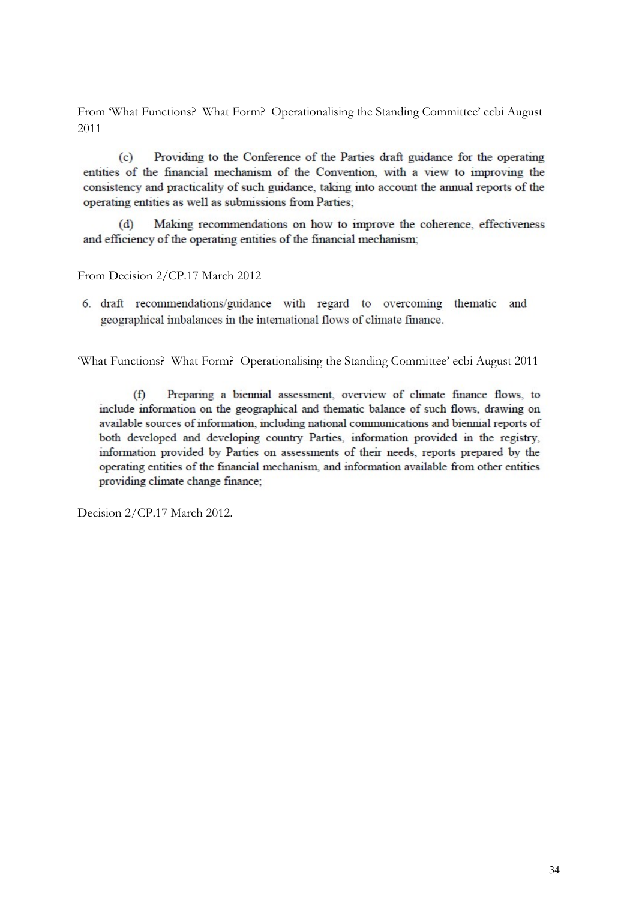From 'What Functions? What Form? Operationalising the Standing Committee' ecbi August 2011

> (c) Providing to the Conference of the Parties draft guidance for the operating entities of the financial mechanism of the Convention, with a view to improving the consistency and practicality of such guidance, taking into account the annual reports of the operating entities as well as submissions from Parties;
>
> (d) Making recommendations on how to improve the coherence, effectiveness and efficiency of the operating entities of the financial mechanism;

From Decision 2/CP.17 March 2012

> 6. draft recommendations/guidance with regard to overcoming thematic and geographical imbalances in the international flows of climate finance.

'What Functions? What Form? Operationalising the Standing Committee' ecbi August 2011

> (f) Preparing a biennial assessment, overview of climate finance flows, to include information on the geographical and thematic balance of such flows, drawing on available sources of information, including national communications and biennial reports of both developed and developing country Parties, information provided in the registry, information provided by Parties on assessments of their needs, reports prepared by the operating entities of the financial mechanism, and information available from other entities providing climate change finance;

Decision 2/CP.17 March 2012.